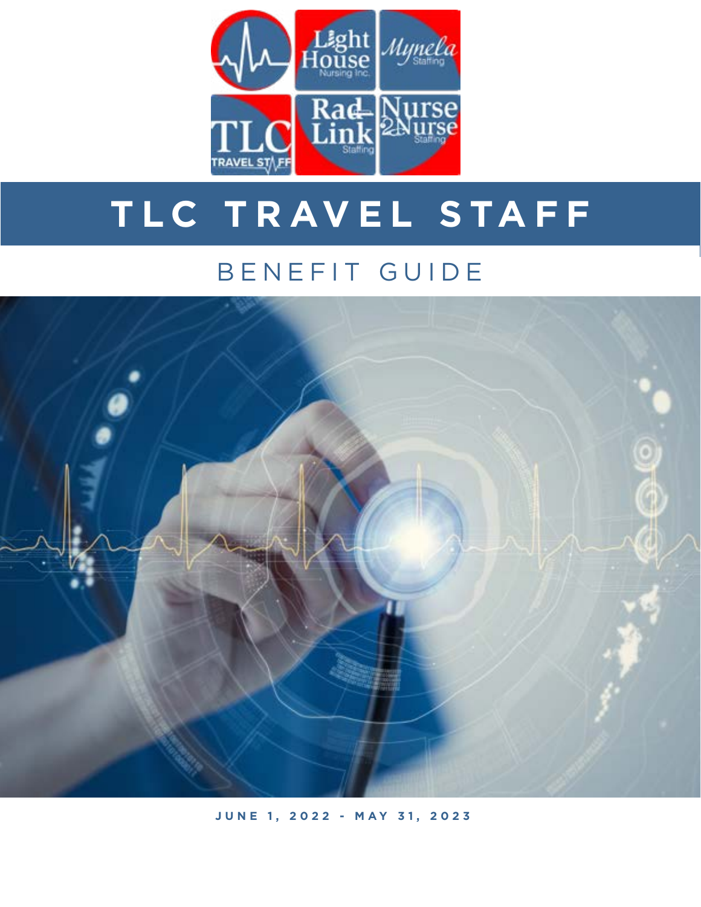# TLC TRAVEL STAFF

## BENEFIT GUIDE

**JUNE 1, 2022 - MAY 31, 2023**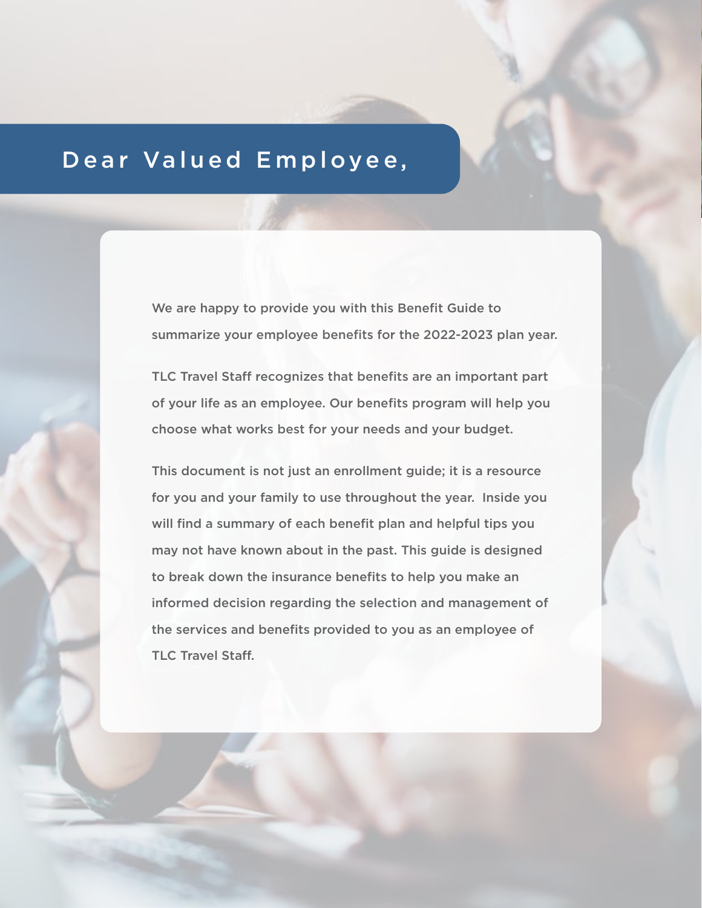# Dear Valued Employee,

We are happy to provide you with this Benefit Guide to summarize your employee benefits for the 2022-2023 plan year.

TLC Travel Staff recognizes that benefits are an important part of your life as an employee. Our benefits program will help you choose what works best for your needs and your budget.

This document is not just an enrollment guide; it is a resource for you and your family to use throughout the year. Inside you will find a summary of each benefit plan and helpful tips you may not have known about in the past. This guide is designed to break down the insurance benefits to help you make an informed decision regarding the selection and management of the services and benefits provided to you as an employee of TLC Travel Staff.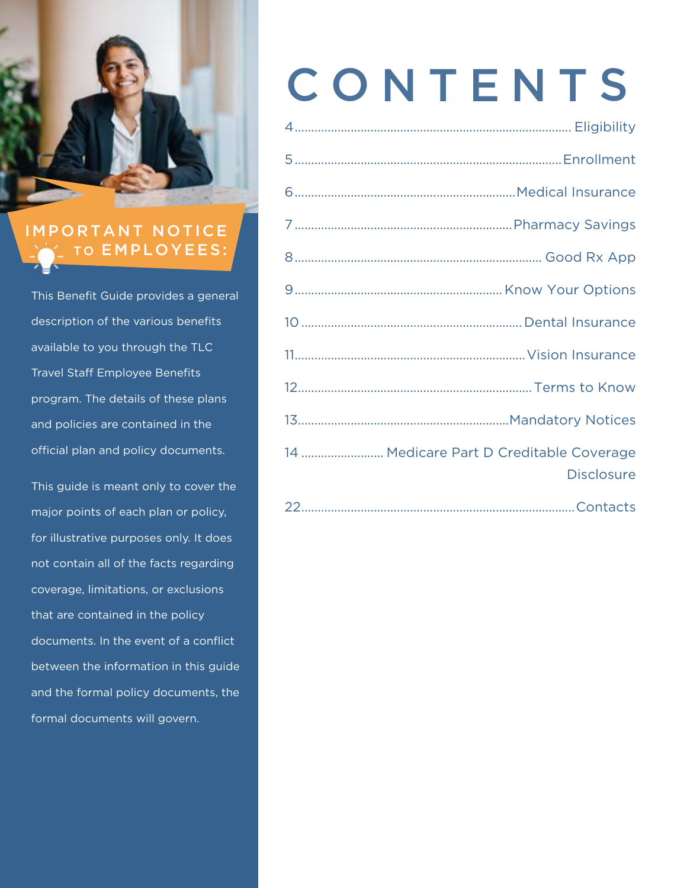## IMPORTANT NOTICE TO EMPLOYEES:

This Benefit Guide provides a general description of the various benefits available to you through the TLC Travel Staff Employee Benefits program. The details of these plans and policies are contained in the official plan and policy documents.

This guide is meant only to cover the major points of each plan or policy, for illustrative purposes only. It does not contain all of the facts regarding coverage, limitations, or exclusions that are contained in the policy documents. In the event of a conflict between the information in this guide and the formal policy documents, the formal documents will govern.

# CONTENTS

- 4 .......... Eligibility
- 5 .......... Enrollment
- 6 .......... Medical Insurance
- 7 .......... Pharmacy Savings
- 8 .......... Good Rx App
- 9 .......... Know Your Options
- 10 .......... Dental Insurance
- 11 .......... Vision Insurance
- 12 .......... Terms to Know
- 13 .......... Mandatory Notices
- 14 .......... Medicare Part D Creditable Coverage Disclosure
- 22 .......... Contacts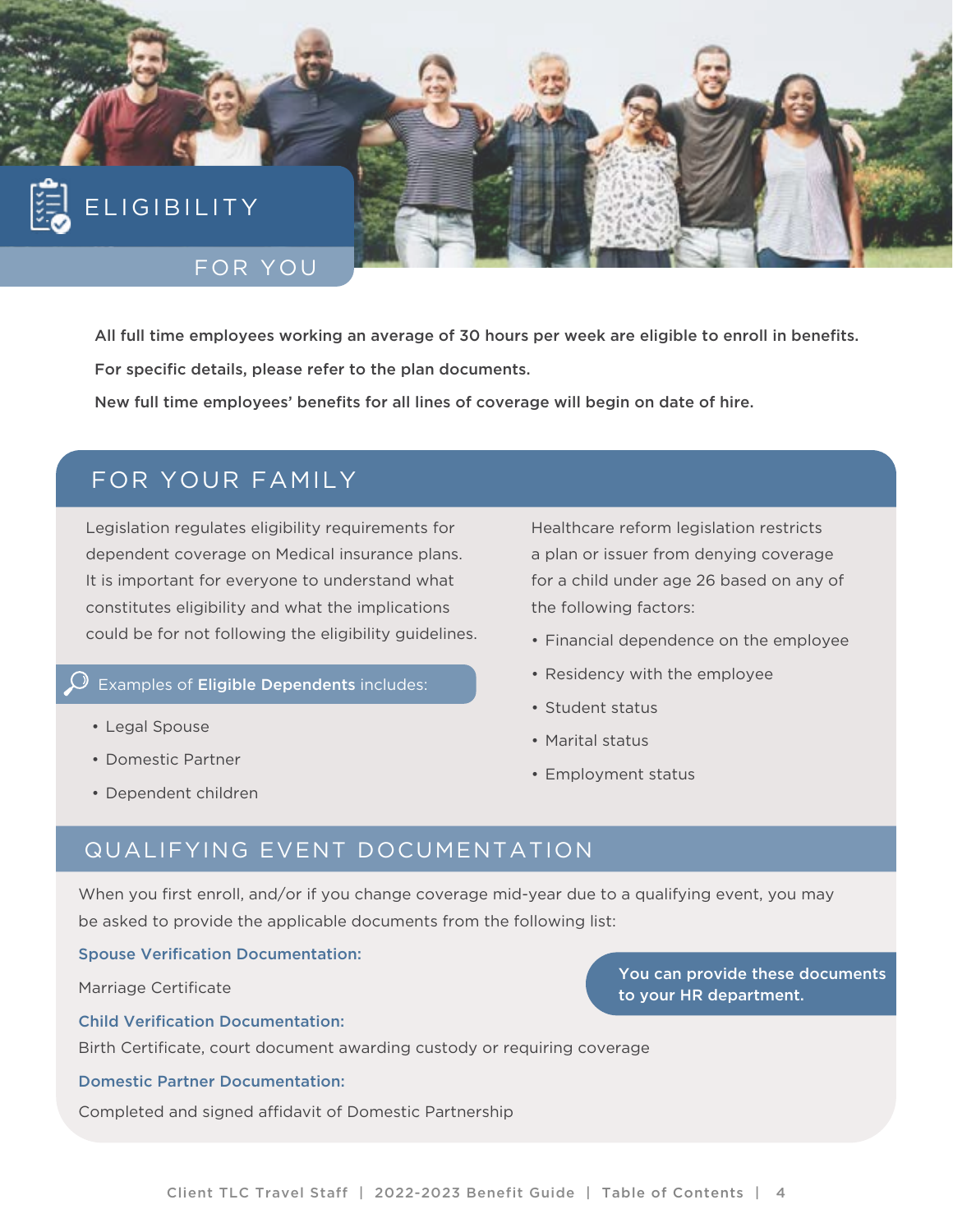# ELIGIBILITY

## FOR YOU

**All full time employees working an average of 30 hours per week are eligible to enroll in benefits.**

**For specific details, please refer to the plan documents.**

**New full time employees' benefits for all lines of coverage will begin on date of hire.**

## FOR YOUR FAMILY

Legislation regulates eligibility requirements for dependent coverage on Medical insurance plans. It is important for everyone to understand what constitutes eligibility and what the implications could be for not following the eligibility guidelines.

Examples of **Eligible Dependents** includes:

- Legal Spouse
- Domestic Partner
- Dependent children

Healthcare reform legislation restricts a plan or issuer from denying coverage for a child under age 26 based on any of the following factors:

- Financial dependence on the employee
- Residency with the employee
- Student status
- Marital status
- Employment status

## QUALIFYING EVENT DOCUMENTATION

When you first enroll, and/or if you change coverage mid-year due to a qualifying event, you may be asked to provide the applicable documents from the following list:

**Spouse Verification Documentation:**

Marriage Certificate

**Child Verification Documentation:**

Birth Certificate, court document awarding custody or requiring coverage

**Domestic Partner Documentation:**

Completed and signed affidavit of Domestic Partnership

**You can provide these documents to your HR department.**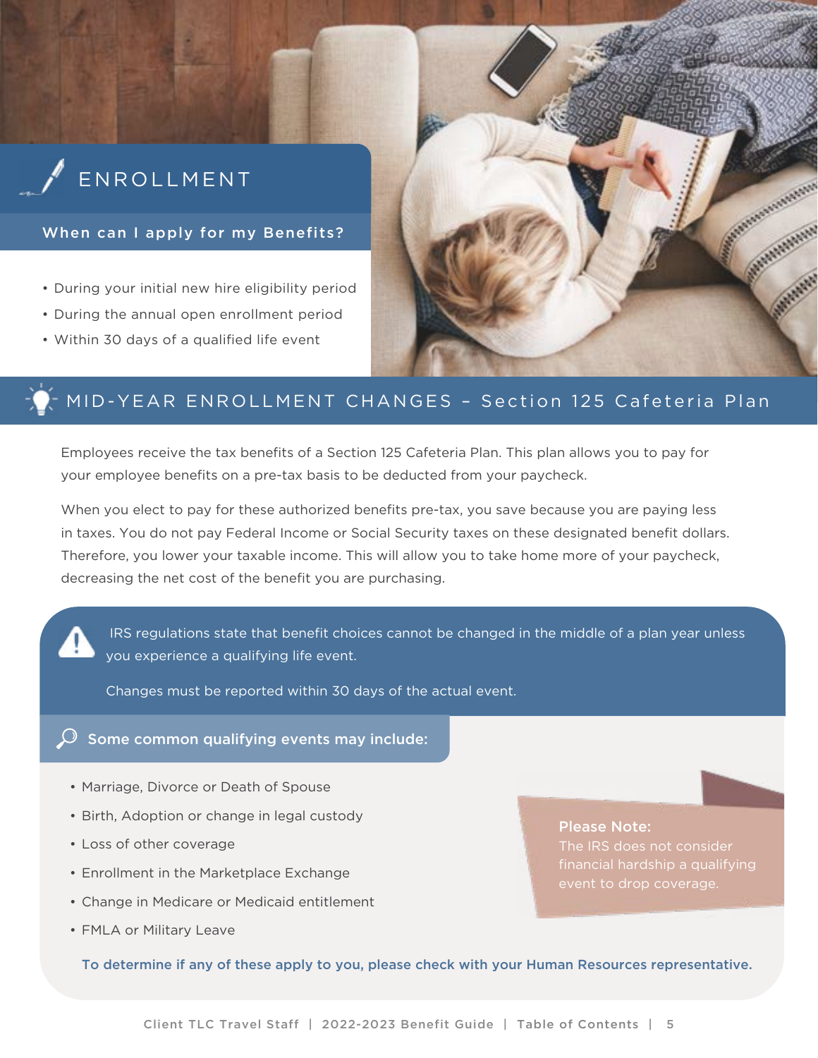# ENROLLMENT

## When can I apply for my Benefits?

- During your initial new hire eligibility period
- During the annual open enrollment period
- Within 30 days of a qualified life event

# MID-YEAR ENROLLMENT CHANGES – Section 125 Cafeteria Plan

Employees receive the tax benefits of a Section 125 Cafeteria Plan. This plan allows you to pay for your employee benefits on a pre-tax basis to be deducted from your paycheck.

When you elect to pay for these authorized benefits pre-tax, you save because you are paying less in taxes. You do not pay Federal Income or Social Security taxes on these designated benefit dollars. Therefore, you lower your taxable income. This will allow you to take home more of your paycheck, decreasing the net cost of the benefit you are purchasing.

IRS regulations state that benefit choices cannot be changed in the middle of a plan year unless you experience a qualifying life event.

Changes must be reported within 30 days of the actual event.

### Some common qualifying events may include:

- Marriage, Divorce or Death of Spouse
- Birth, Adoption or change in legal custody
- Loss of other coverage
- Enrollment in the Marketplace Exchange
- Change in Medicare or Medicaid entitlement
- FMLA or Military Leave

**Please Note:**
The IRS does not consider financial hardship a qualifying event to drop coverage.

**To determine if any of these apply to you, please check with your Human Resources representative.**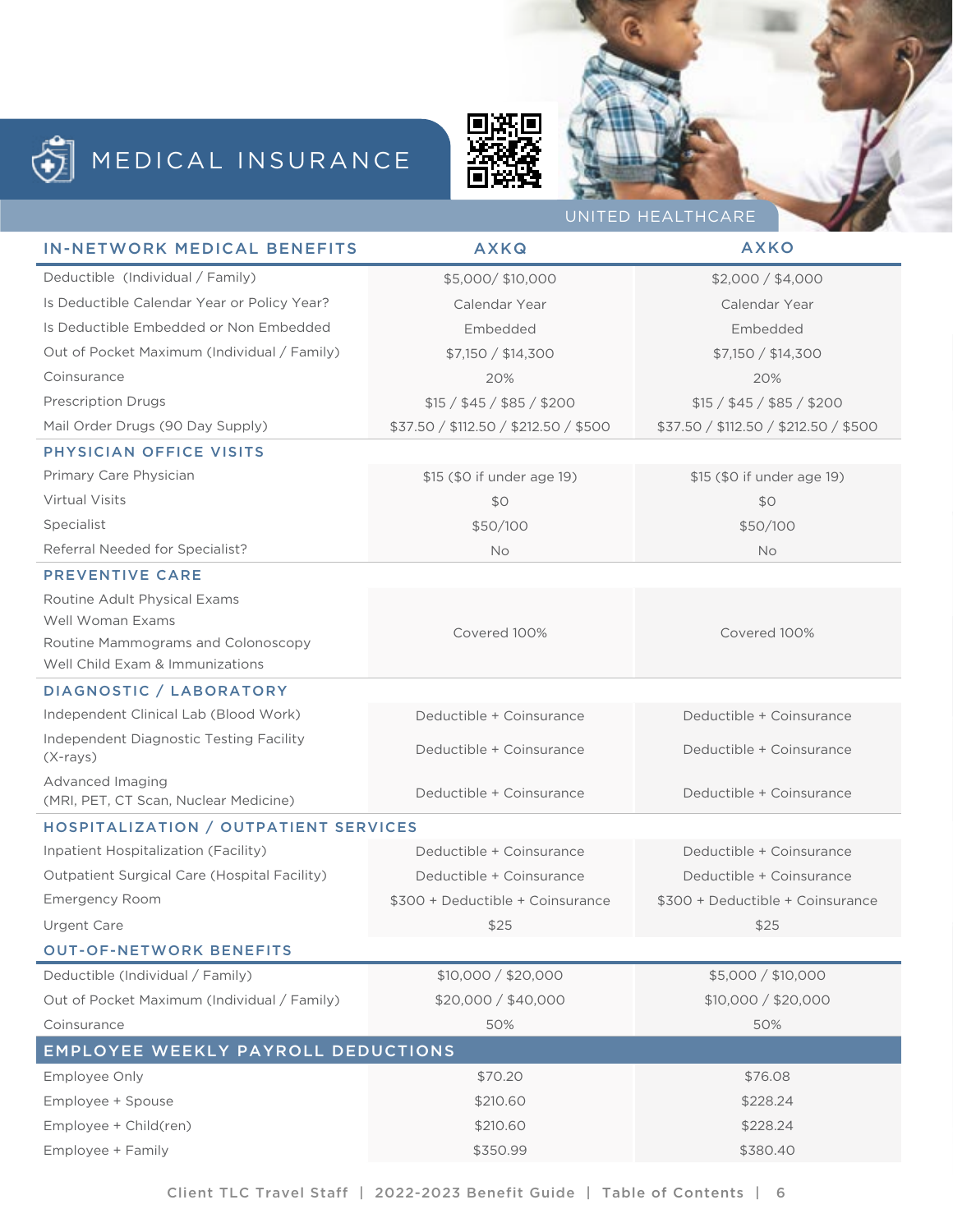# MEDICAL INSURANCE

UNITED HEALTHCARE

| IN-NETWORK MEDICAL BENEFITS | AXKQ | AXKO |
|---|---|---|
| Deductible (Individual / Family) | $5,000/ $10,000 | $2,000 / $4,000 |
| Is Deductible Calendar Year or Policy Year? | Calendar Year | Calendar Year |
| Is Deductible Embedded or Non Embedded | Embedded | Embedded |
| Out of Pocket Maximum (Individual / Family) | $7,150 / $14,300 | $7,150 / $14,300 |
| Coinsurance | 20% | 20% |
| Prescription Drugs | $15 / $45 / $85 / $200 | $15 / $45 / $85 / $200 |
| Mail Order Drugs (90 Day Supply) | $37.50 / $112.50 / $212.50 / $500 | $37.50 / $112.50 / $212.50 / $500 |
| **PHYSICIAN OFFICE VISITS** | | |
| Primary Care Physician | $15 ($0 if under age 19) | $15 ($0 if under age 19) |
| Virtual Visits | $0 | $0 |
| Specialist | $50/100 | $50/100 |
| Referral Needed for Specialist? | No | No |
| **PREVENTIVE CARE** | | |
| Routine Adult Physical Exams<br>Well Woman Exams<br>Routine Mammograms and Colonoscopy<br>Well Child Exam & Immunizations | Covered 100% | Covered 100% |
| **DIAGNOSTIC / LABORATORY** | | |
| Independent Clinical Lab (Blood Work) | Deductible + Coinsurance | Deductible + Coinsurance |
| Independent Diagnostic Testing Facility (X-rays) | Deductible + Coinsurance | Deductible + Coinsurance |
| Advanced Imaging (MRI, PET, CT Scan, Nuclear Medicine) | Deductible + Coinsurance | Deductible + Coinsurance |
| **HOSPITALIZATION / OUTPATIENT SERVICES** | | |
| Inpatient Hospitalization (Facility) | Deductible + Coinsurance | Deductible + Coinsurance |
| Outpatient Surgical Care (Hospital Facility) | Deductible + Coinsurance | Deductible + Coinsurance |
| Emergency Room | $300 + Deductible + Coinsurance | $300 + Deductible + Coinsurance |
| Urgent Care | $25 | $25 |
| **OUT-OF-NETWORK BENEFITS** | | |
| Deductible (Individual / Family) | $10,000 / $20,000 | $5,000 / $10,000 |
| Out of Pocket Maximum (Individual / Family) | $20,000 / $40,000 | $10,000 / $20,000 |
| Coinsurance | 50% | 50% |
| **EMPLOYEE WEEKLY PAYROLL DEDUCTIONS** | | |
| Employee Only | $70.20 | $76.08 |
| Employee + Spouse | $210.60 | $228.24 |
| Employee + Child(ren) | $210.60 | $228.24 |
| Employee + Family | $350.99 | $380.40 |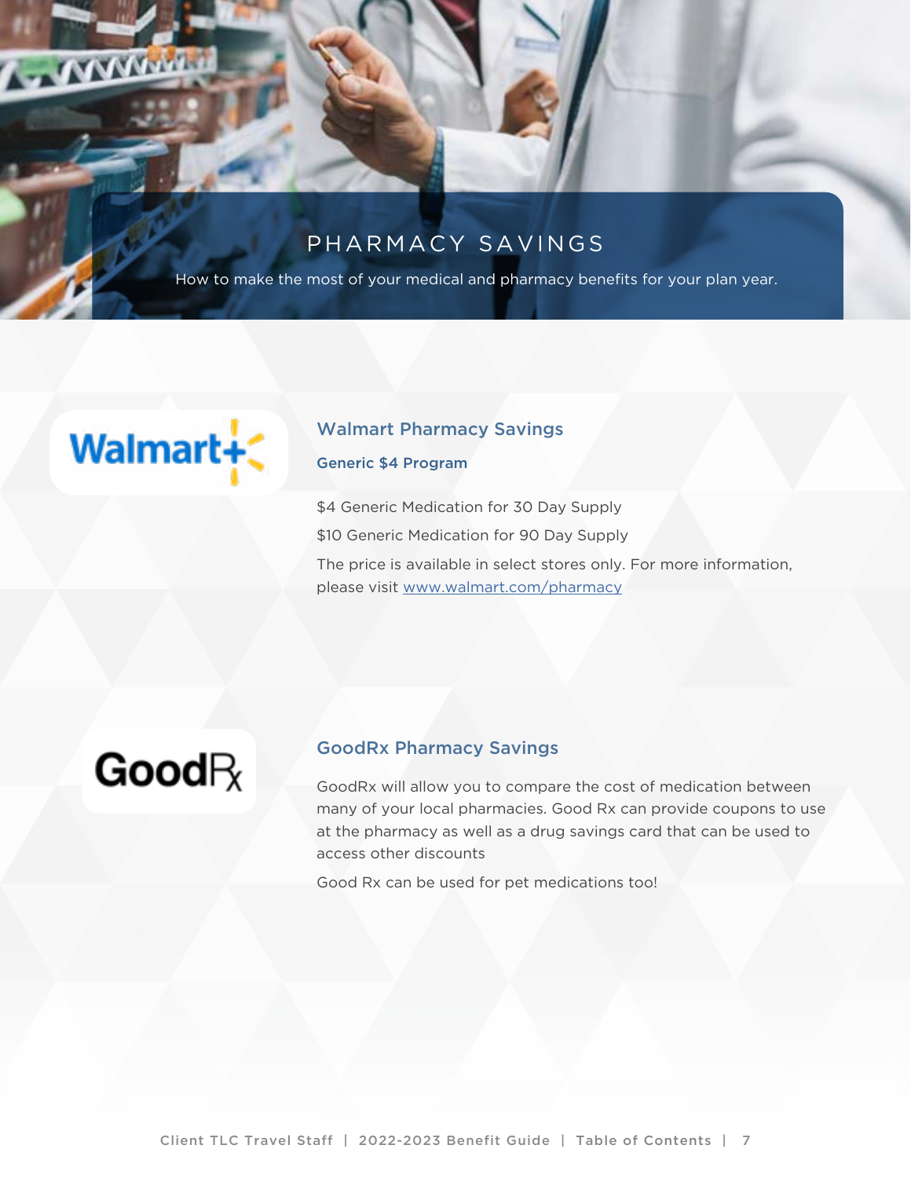# PHARMACY SAVINGS

How to make the most of your medical and pharmacy benefits for your plan year.

## Walmart Pharmacy Savings

### Generic $4 Program

$4 Generic Medication for 30 Day Supply

$10 Generic Medication for 90 Day Supply

The price is available in select stores only. For more information, please visit www.walmart.com/pharmacy

## GoodRx Pharmacy Savings

GoodRx will allow you to compare the cost of medication between many of your local pharmacies. Good Rx can provide coupons to use at the pharmacy as well as a drug savings card that can be used to access other discounts

Good Rx can be used for pet medications too!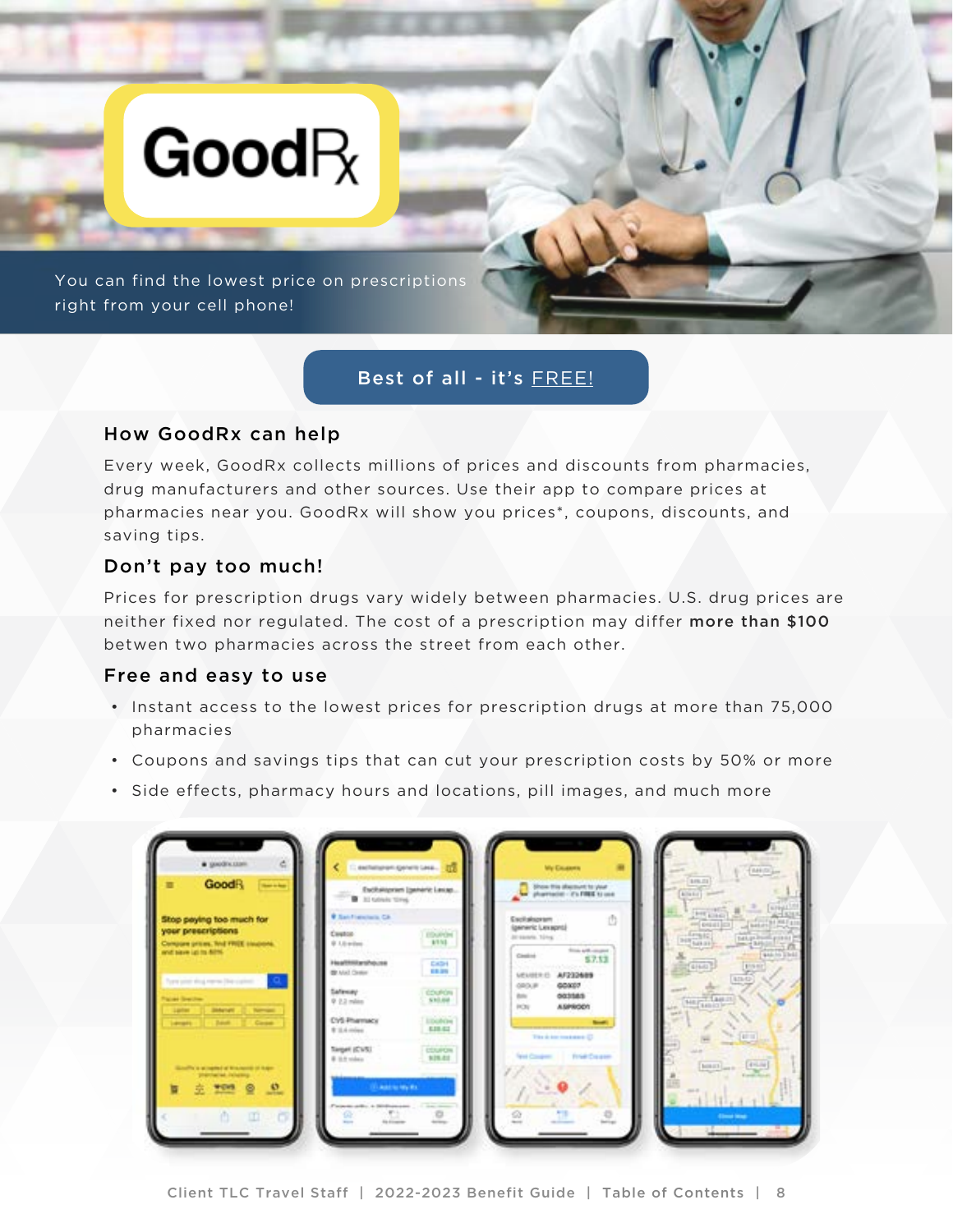# GoodRx

You can find the lowest price on prescriptions right from your cell phone!

**Best of all - it's FREE!**

## How GoodRx can help

Every week, GoodRx collects millions of prices and discounts from pharmacies, drug manufacturers and other sources. Use their app to compare prices at pharmacies near you. GoodRx will show you prices*, coupons, discounts, and saving tips.

## Don't pay too much!

Prices for prescription drugs vary widely between pharmacies. U.S. drug prices are neither fixed nor regulated. The cost of a prescription may differ **more than $100** betwen two pharmacies across the street from each other.

## Free and easy to use

- Instant access to the lowest prices for prescription drugs at more than 75,000 pharmacies
- Coupons and savings tips that can cut your prescription costs by 50% or more
- Side effects, pharmacy hours and locations, pill images, and much more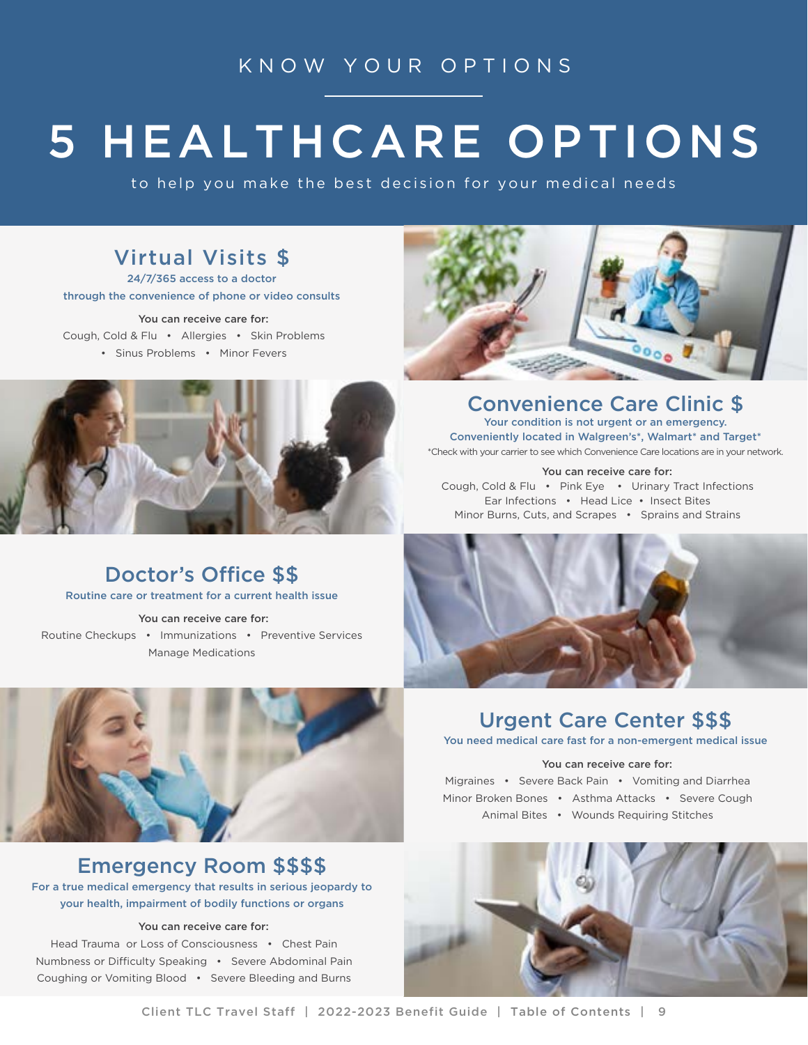KNOW YOUR OPTIONS

# 5 HEALTHCARE OPTIONS

to help you make the best decision for your medical needs

## Virtual Visits $

**24/7/365 access to a doctor through the convenience of phone or video consults**

**You can receive care for:**

Cough, Cold & Flu • Allergies • Skin Problems • Sinus Problems • Minor Fevers

## Convenience Care Clinic $

**Your condition is not urgent or an emergency. Conveniently located in Walgreen's*, Walmart* and Target***

*Check with your carrier to see which Convenience Care locations are in your network.

**You can receive care for:**

Cough, Cold & Flu • Pink Eye • Urinary Tract Infections
Ear Infections • Head Lice • Insect Bites
Minor Burns, Cuts, and Scrapes • Sprains and Strains

## Doctor's Office $$

**Routine care or treatment for a current health issue**

**You can receive care for:**

Routine Checkups • Immunizations • Preventive Services
Manage Medications

## Urgent Care Center $$$

**You need medical care fast for a non-emergent medical issue**

**You can receive care for:**

Migraines • Severe Back Pain • Vomiting and Diarrhea
Minor Broken Bones • Asthma Attacks • Severe Cough
Animal Bites • Wounds Requiring Stitches

## Emergency Room $$$$

**For a true medical emergency that results in serious jeopardy to your health, impairment of bodily functions or organs**

**You can receive care for:**

Head Trauma or Loss of Consciousness • Chest Pain
Numbness or Difficulty Speaking • Severe Abdominal Pain
Coughing or Vomiting Blood • Severe Bleeding and Burns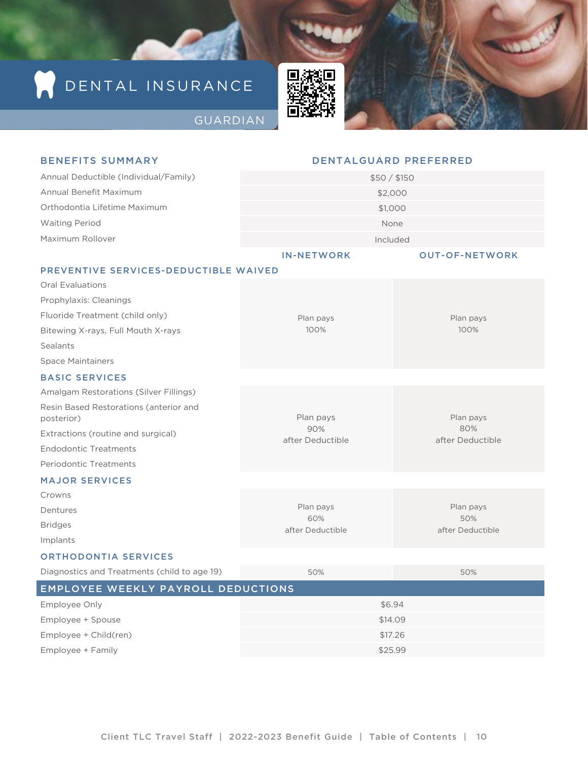# DENTAL INSURANCE

## GUARDIAN

| BENEFITS SUMMARY | DENTALGUARD PREFERRED | |
|---|---|---|
| Annual Deductible (Individual/Family) | $50 / $150 | |
| Annual Benefit Maximum | $2,000 | |
| Orthodontia Lifetime Maximum | $1,000 | |
| Waiting Period | None | |
| Maximum Rollover | Included | |
| | **IN-NETWORK** | **OUT-OF-NETWORK** |
| **PREVENTIVE SERVICES-DEDUCTIBLE WAIVED** | | |
| Oral Evaluations<br>Prophylaxis: Cleanings<br>Fluoride Treatment (child only)<br>Bitewing X-rays, Full Mouth X-rays<br>Sealants<br>Space Maintainers | Plan pays 100% | Plan pays 100% |
| **BASIC SERVICES** | | |
| Amalgam Restorations (Silver Fillings)<br>Resin Based Restorations (anterior and posterior)<br>Extractions (routine and surgical)<br>Endodontic Treatments<br>Periodontic Treatments | Plan pays 90% after Deductible | Plan pays 80% after Deductible |
| **MAJOR SERVICES** | | |
| Crowns<br>Dentures<br>Bridges<br>Implants | Plan pays 60% after Deductible | Plan pays 50% after Deductible |
| **ORTHODONTIA SERVICES** | | |
| Diagnostics and Treatments (child to age 19) | 50% | 50% |

| EMPLOYEE WEEKLY PAYROLL DEDUCTIONS | |
|---|---|
| Employee Only | $6.94 |
| Employee + Spouse | $14.09 |
| Employee + Child(ren) | $17.26 |
| Employee + Family | $25.99 |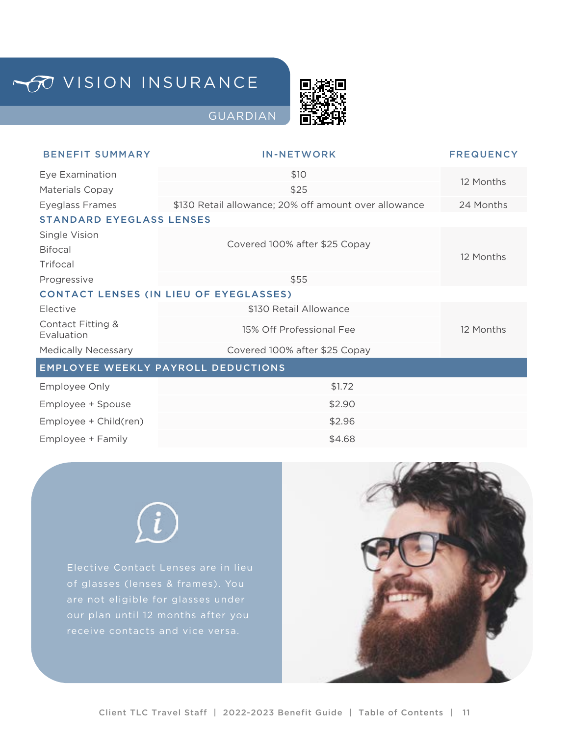# VISION INSURANCE

## GUARDIAN

| BENEFIT SUMMARY | IN-NETWORK | FREQUENCY |
|---|---|---|
| Eye Examination | $10 | 12 Months |
| Materials Copay | $25 | |
| Eyeglass Frames | $130 Retail allowance; 20% off amount over allowance | 24 Months |
| **STANDARD EYEGLASS LENSES** | | |
| Single Vision | Covered 100% after $25 Copay | 12 Months |
| Bifocal | | |
| Trifocal | | |
| Progressive | $55 | |
| **CONTACT LENSES (IN LIEU OF EYEGLASSES)** | | |
| Elective | $130 Retail Allowance | 12 Months |
| Contact Fitting & Evaluation | 15% Off Professional Fee | |
| Medically Necessary | Covered 100% after $25 Copay | |

| EMPLOYEE WEEKLY PAYROLL DEDUCTIONS | |
|---|---|
| Employee Only | $1.72 |
| Employee + Spouse | $2.90 |
| Employee + Child(ren) | $2.96 |
| Employee + Family | $4.68 |

Elective Contact Lenses are in lieu of glasses (lenses & frames). You are not eligible for glasses under our plan until 12 months after you receive contacts and vice versa.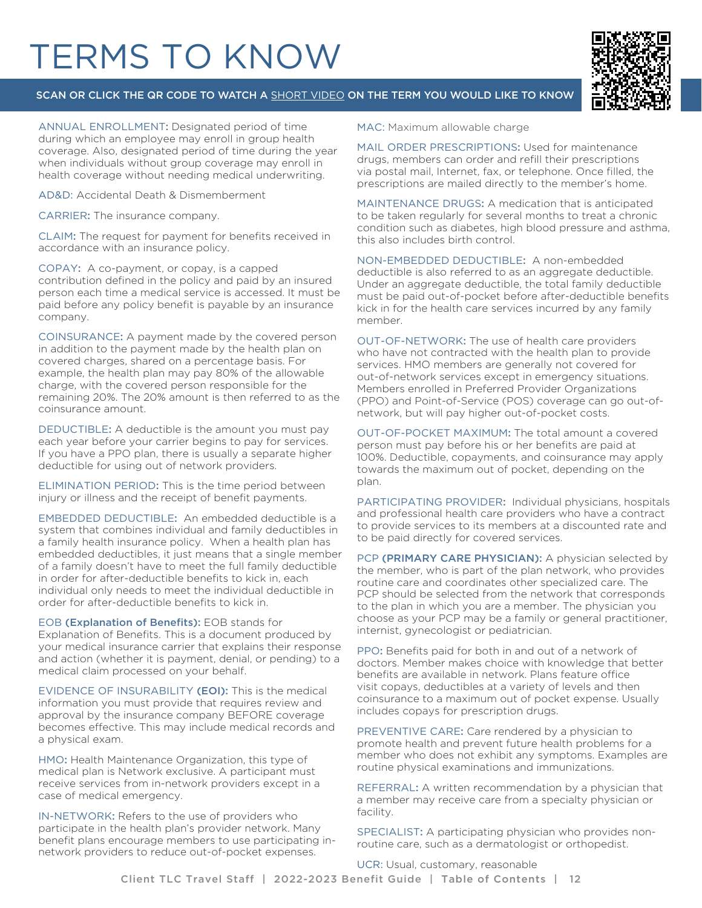# TERMS TO KNOW

**SCAN OR CLICK THE QR CODE TO WATCH A SHORT VIDEO ON THE TERM YOU WOULD LIKE TO KNOW**

**ANNUAL ENROLLMENT:** Designated period of time during which an employee may enroll in group health coverage. Also, designated period of time during the year when individuals without group coverage may enroll in health coverage without needing medical underwriting.

**AD&D:** Accidental Death & Dismemberment

**CARRIER:** The insurance company.

**CLAIM:** The request for payment for benefits received in accordance with an insurance policy.

**COPAY:** A co-payment, or copay, is a capped contribution defined in the policy and paid by an insured person each time a medical service is accessed. It must be paid before any policy benefit is payable by an insurance company.

**COINSURANCE:** A payment made by the covered person in addition to the payment made by the health plan on covered charges, shared on a percentage basis. For example, the health plan may pay 80% of the allowable charge, with the covered person responsible for the remaining 20%. The 20% amount is then referred to as the coinsurance amount.

**DEDUCTIBLE:** A deductible is the amount you must pay each year before your carrier begins to pay for services. If you have a PPO plan, there is usually a separate higher deductible for using out of network providers.

**ELIMINATION PERIOD:** This is the time period between injury or illness and the receipt of benefit payments.

**EMBEDDED DEDUCTIBLE:** An embedded deductible is a system that combines individual and family deductibles in a family health insurance policy. When a health plan has embedded deductibles, it just means that a single member of a family doesn't have to meet the full family deductible in order for after-deductible benefits to kick in, each individual only needs to meet the individual deductible in order for after-deductible benefits to kick in.

**EOB (Explanation of Benefits):** EOB stands for Explanation of Benefits. This is a document produced by your medical insurance carrier that explains their response and action (whether it is payment, denial, or pending) to a medical claim processed on your behalf.

**EVIDENCE OF INSURABILITY (EOI):** This is the medical information you must provide that requires review and approval by the insurance company BEFORE coverage becomes effective. This may include medical records and a physical exam.

**HMO:** Health Maintenance Organization, this type of medical plan is Network exclusive. A participant must receive services from in-network providers except in a case of medical emergency.

**IN-NETWORK:** Refers to the use of providers who participate in the health plan's provider network. Many benefit plans encourage members to use participating in-network providers to reduce out-of-pocket expenses.

**MAC:** Maximum allowable charge

**MAIL ORDER PRESCRIPTIONS:** Used for maintenance drugs, members can order and refill their prescriptions via postal mail, Internet, fax, or telephone. Once filled, the prescriptions are mailed directly to the member's home.

**MAINTENANCE DRUGS:** A medication that is anticipated to be taken regularly for several months to treat a chronic condition such as diabetes, high blood pressure and asthma, this also includes birth control.

**NON-EMBEDDED DEDUCTIBLE:** A non-embedded deductible is also referred to as an aggregate deductible. Under an aggregate deductible, the total family deductible must be paid out-of-pocket before after-deductible benefits kick in for the health care services incurred by any family member.

**OUT-OF-NETWORK:** The use of health care providers who have not contracted with the health plan to provide services. HMO members are generally not covered for out-of-network services except in emergency situations. Members enrolled in Preferred Provider Organizations (PPO) and Point-of-Service (POS) coverage can go out-of-network, but will pay higher out-of-pocket costs.

**OUT-OF-POCKET MAXIMUM:** The total amount a covered person must pay before his or her benefits are paid at 100%. Deductible, copayments, and coinsurance may apply towards the maximum out of pocket, depending on the plan.

**PARTICIPATING PROVIDER:** Individual physicians, hospitals and professional health care providers who have a contract to provide services to its members at a discounted rate and to be paid directly for covered services.

**PCP (PRIMARY CARE PHYSICIAN):** A physician selected by the member, who is part of the plan network, who provides routine care and coordinates other specialized care. The PCP should be selected from the network that corresponds to the plan in which you are a member. The physician you choose as your PCP may be a family or general practitioner, internist, gynecologist or pediatrician.

**PPO:** Benefits paid for both in and out of a network of doctors. Member makes choice with knowledge that better benefits are available in network. Plans feature office visit copays, deductibles at a variety of levels and then coinsurance to a maximum out of pocket expense. Usually includes copays for prescription drugs.

**PREVENTIVE CARE:** Care rendered by a physician to promote health and prevent future health problems for a member who does not exhibit any symptoms. Examples are routine physical examinations and immunizations.

**REFERRAL:** A written recommendation by a physician that a member may receive care from a specialty physician or facility.

**SPECIALIST:** A participating physician who provides non-routine care, such as a dermatologist or orthopedist.

**UCR:** Usual, customary, reasonable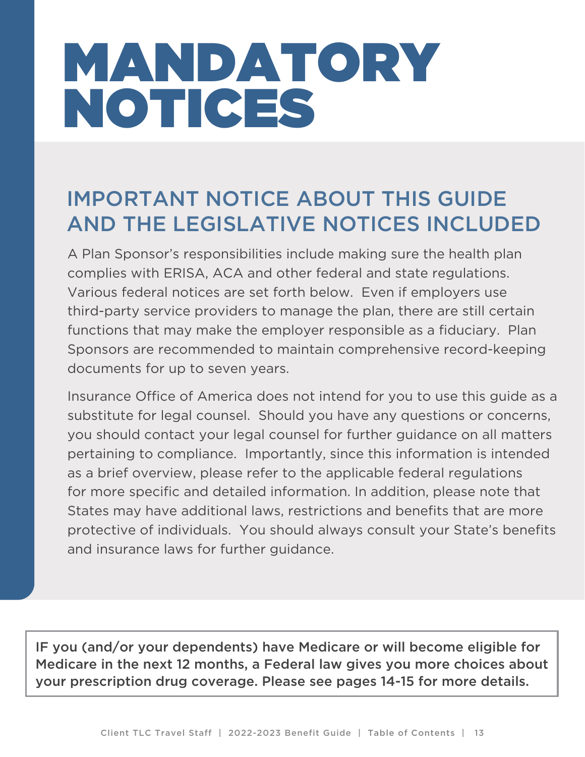# MANDATORY NOTICES

## IMPORTANT NOTICE ABOUT THIS GUIDE AND THE LEGISLATIVE NOTICES INCLUDED

A Plan Sponsor's responsibilities include making sure the health plan complies with ERISA, ACA and other federal and state regulations. Various federal notices are set forth below. Even if employers use third-party service providers to manage the plan, there are still certain functions that may make the employer responsible as a fiduciary. Plan Sponsors are recommended to maintain comprehensive record-keeping documents for up to seven years.

Insurance Office of America does not intend for you to use this guide as a substitute for legal counsel. Should you have any questions or concerns, you should contact your legal counsel for further guidance on all matters pertaining to compliance. Importantly, since this information is intended as a brief overview, please refer to the applicable federal regulations for more specific and detailed information. In addition, please note that States may have additional laws, restrictions and benefits that are more protective of individuals. You should always consult your State's benefits and insurance laws for further guidance.

**IF you (and/or your dependents) have Medicare or will become eligible for Medicare in the next 12 months, a Federal law gives you more choices about your prescription drug coverage. Please see pages 14-15 for more details.**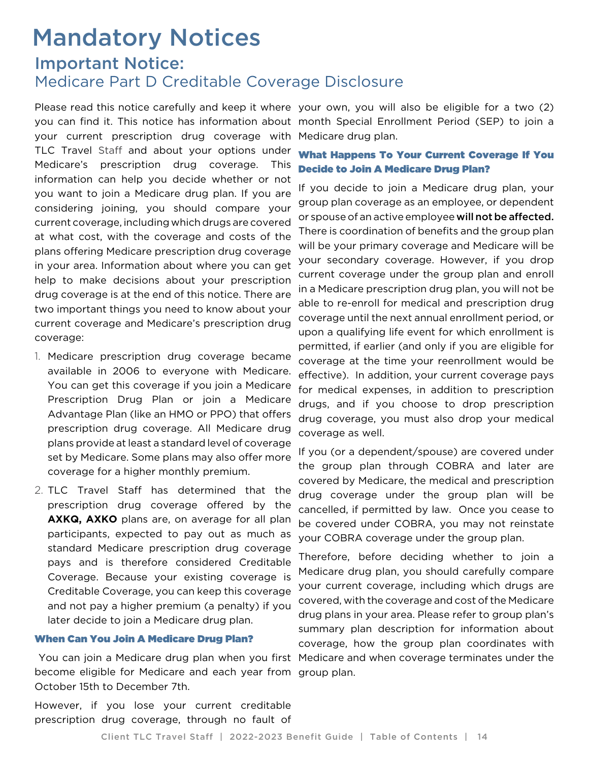# Mandatory Notices

## Important Notice:
## Medicare Part D Creditable Coverage Disclosure

Please read this notice carefully and keep it where you can find it. This notice has information about your current prescription drug coverage with TLC Travel Staff and about your options under Medicare's prescription drug coverage. This information can help you decide whether or not you want to join a Medicare drug plan. If you are considering joining, you should compare your current coverage, including which drugs are covered at what cost, with the coverage and costs of the plans offering Medicare prescription drug coverage in your area. Information about where you can get help to make decisions about your prescription drug coverage is at the end of this notice. There are two important things you need to know about your current coverage and Medicare's prescription drug coverage:

1. Medicare prescription drug coverage became available in 2006 to everyone with Medicare. You can get this coverage if you join a Medicare Prescription Drug Plan or join a Medicare Advantage Plan (like an HMO or PPO) that offers prescription drug coverage. All Medicare drug plans provide at least a standard level of coverage set by Medicare. Some plans may also offer more coverage for a higher monthly premium.
2. TLC Travel Staff has determined that the prescription drug coverage offered by the **AXKQ, AXKO** plans are, on average for all plan participants, expected to pay out as much as standard Medicare prescription drug coverage pays and is therefore considered Creditable Coverage. Because your existing coverage is Creditable Coverage, you can keep this coverage and not pay a higher premium (a penalty) if you later decide to join a Medicare drug plan.

### When Can You Join A Medicare Drug Plan?

You can join a Medicare drug plan when you first become eligible for Medicare and each year from October 15th to December 7th.

However, if you lose your current creditable prescription drug coverage, through no fault of your own, you will also be eligible for a two (2) month Special Enrollment Period (SEP) to join a Medicare drug plan.

### What Happens To Your Current Coverage If You Decide to Join A Medicare Drug Plan?

If you decide to join a Medicare drug plan, your group plan coverage as an employee, or dependent or spouse of an active employee **will not be affected.** There is coordination of benefits and the group plan will be your primary coverage and Medicare will be your secondary coverage. However, if you drop current coverage under the group plan and enroll in a Medicare prescription drug plan, you will not be able to re-enroll for medical and prescription drug coverage until the next annual enrollment period, or upon a qualifying life event for which enrollment is permitted, if earlier (and only if you are eligible for coverage at the time your reenrollment would be effective). In addition, your current coverage pays for medical expenses, in addition to prescription drugs, and if you choose to drop prescription drug coverage, you must also drop your medical coverage as well.

If you (or a dependent/spouse) are covered under the group plan through COBRA and later are covered by Medicare, the medical and prescription drug coverage under the group plan will be cancelled, if permitted by law. Once you cease to be covered under COBRA, you may not reinstate your COBRA coverage under the group plan.

Therefore, before deciding whether to join a Medicare drug plan, you should carefully compare your current coverage, including which drugs are covered, with the coverage and cost of the Medicare drug plans in your area. Please refer to group plan's summary plan description for information about coverage, how the group plan coordinates with Medicare and when coverage terminates under the group plan.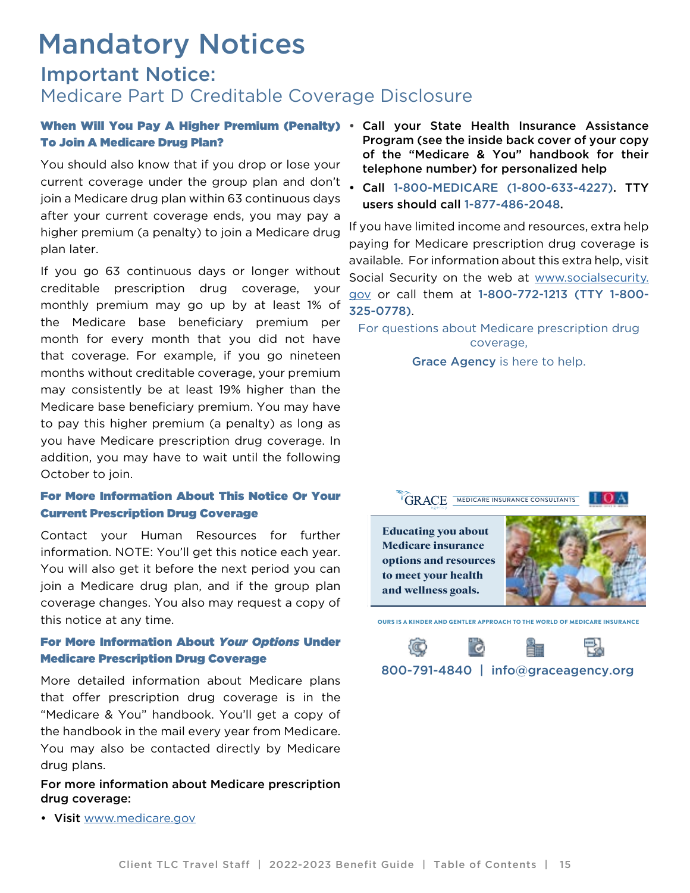# Mandatory Notices

## Important Notice:

## Medicare Part D Creditable Coverage Disclosure

### When Will You Pay A Higher Premium (Penalty) To Join A Medicare Drug Plan?

You should also know that if you drop or lose your current coverage under the group plan and don't join a Medicare drug plan within 63 continuous days after your current coverage ends, you may pay a higher premium (a penalty) to join a Medicare drug plan later.

If you go 63 continuous days or longer without creditable prescription drug coverage, your monthly premium may go up by at least 1% of the Medicare base beneficiary premium per month for every month that you did not have that coverage. For example, if you go nineteen months without creditable coverage, your premium may consistently be at least 19% higher than the Medicare base beneficiary premium. You may have to pay this higher premium (a penalty) as long as you have Medicare prescription drug coverage. In addition, you may have to wait until the following October to join.

### For More Information About This Notice Or Your Current Prescription Drug Coverage

Contact your Human Resources for further information. NOTE: You'll get this notice each year. You will also get it before the next period you can join a Medicare drug plan, and if the group plan coverage changes. You also may request a copy of this notice at any time.

### For More Information About *Your Options* Under Medicare Prescription Drug Coverage

More detailed information about Medicare plans that offer prescription drug coverage is in the "Medicare & You" handbook. You'll get a copy of the handbook in the mail every year from Medicare. You may also be contacted directly by Medicare drug plans.

**For more information about Medicare prescription drug coverage:**

- **Visit** www.medicare.gov
- **Call your State Health Insurance Assistance Program (see the inside back cover of your copy of the "Medicare & You" handbook for their telephone number) for personalized help**
- **Call 1-800-MEDICARE (1-800-633-4227). TTY users should call 1-877-486-2048.**

If you have limited income and resources, extra help paying for Medicare prescription drug coverage is available. For information about this extra help, visit Social Security on the web at www.socialsecurity.gov or call them at **1-800-772-1213 (TTY 1-800-325-0778)**.

For questions about Medicare prescription drug coverage,

**Grace Agency** is here to help.

GRACE Agency | MEDICARE INSURANCE CONSULTANTS | IOA

**Educating you about Medicare insurance options and resources to meet your health and wellness goals.**

OURS IS A KINDER AND GENTLER APPROACH TO THE WORLD OF MEDICARE INSURANCE

800-791-4840 | info@graceagency.org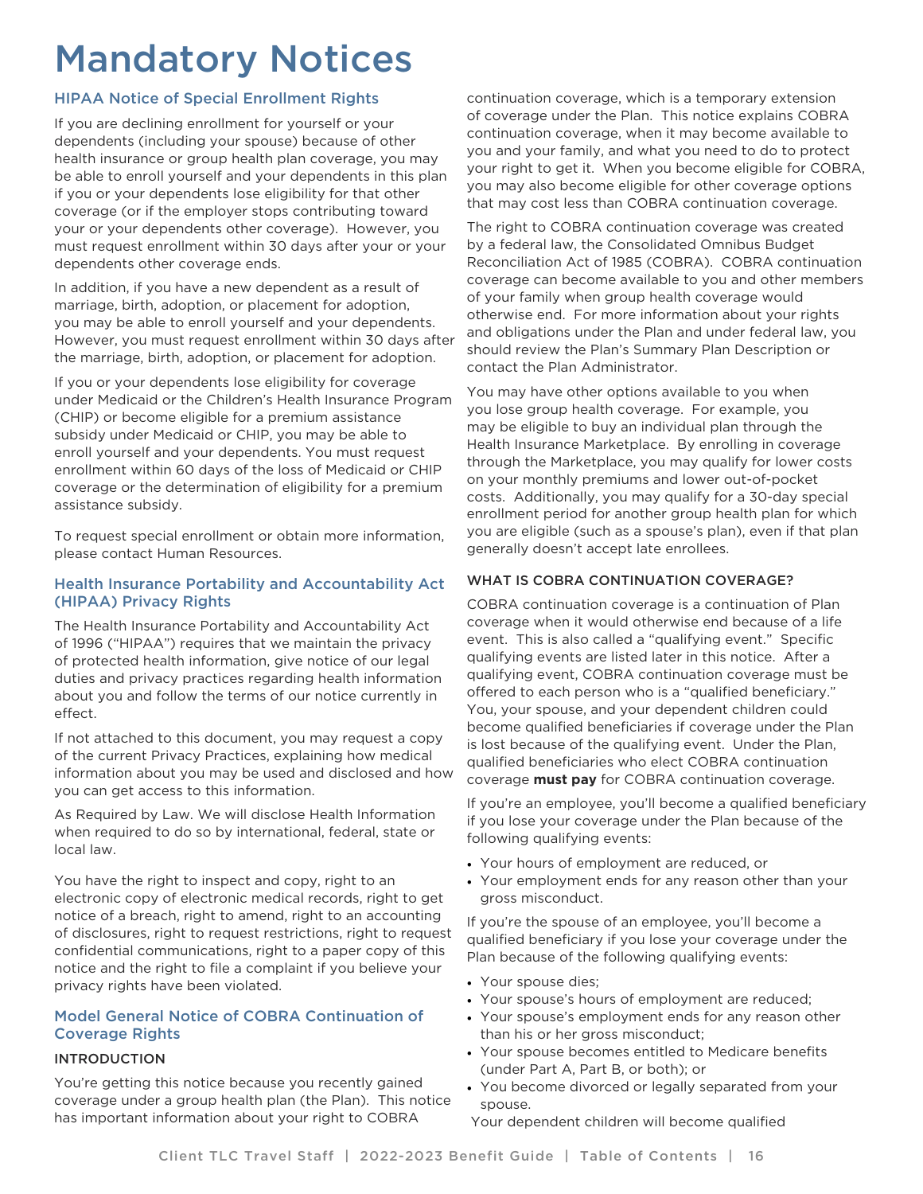# Mandatory Notices

## HIPAA Notice of Special Enrollment Rights

If you are declining enrollment for yourself or your dependents (including your spouse) because of other health insurance or group health plan coverage, you may be able to enroll yourself and your dependents in this plan if you or your dependents lose eligibility for that other coverage (or if the employer stops contributing toward your or your dependents other coverage). However, you must request enrollment within 30 days after your or your dependents other coverage ends.

In addition, if you have a new dependent as a result of marriage, birth, adoption, or placement for adoption, you may be able to enroll yourself and your dependents. However, you must request enrollment within 30 days after the marriage, birth, adoption, or placement for adoption.

If you or your dependents lose eligibility for coverage under Medicaid or the Children's Health Insurance Program (CHIP) or become eligible for a premium assistance subsidy under Medicaid or CHIP, you may be able to enroll yourself and your dependents. You must request enrollment within 60 days of the loss of Medicaid or CHIP coverage or the determination of eligibility for a premium assistance subsidy.

To request special enrollment or obtain more information, please contact Human Resources.

## Health Insurance Portability and Accountability Act (HIPAA) Privacy Rights

The Health Insurance Portability and Accountability Act of 1996 ("HIPAA") requires that we maintain the privacy of protected health information, give notice of our legal duties and privacy practices regarding health information about you and follow the terms of our notice currently in effect.

If not attached to this document, you may request a copy of the current Privacy Practices, explaining how medical information about you may be used and disclosed and how you can get access to this information.

As Required by Law. We will disclose Health Information when required to do so by international, federal, state or local law.

You have the right to inspect and copy, right to an electronic copy of electronic medical records, right to get notice of a breach, right to amend, right to an accounting of disclosures, right to request restrictions, right to request confidential communications, right to a paper copy of this notice and the right to file a complaint if you believe your privacy rights have been violated.

## Model General Notice of COBRA Continuation of Coverage Rights

### INTRODUCTION

You're getting this notice because you recently gained coverage under a group health plan (the Plan). This notice has important information about your right to COBRA continuation coverage, which is a temporary extension of coverage under the Plan. This notice explains COBRA continuation coverage, when it may become available to you and your family, and what you need to do to protect your right to get it. When you become eligible for COBRA, you may also become eligible for other coverage options that may cost less than COBRA continuation coverage.

The right to COBRA continuation coverage was created by a federal law, the Consolidated Omnibus Budget Reconciliation Act of 1985 (COBRA). COBRA continuation coverage can become available to you and other members of your family when group health coverage would otherwise end. For more information about your rights and obligations under the Plan and under federal law, you should review the Plan's Summary Plan Description or contact the Plan Administrator.

You may have other options available to you when you lose group health coverage. For example, you may be eligible to buy an individual plan through the Health Insurance Marketplace. By enrolling in coverage through the Marketplace, you may qualify for lower costs on your monthly premiums and lower out-of-pocket costs. Additionally, you may qualify for a 30-day special enrollment period for another group health plan for which you are eligible (such as a spouse's plan), even if that plan generally doesn't accept late enrollees.

### WHAT IS COBRA CONTINUATION COVERAGE?

COBRA continuation coverage is a continuation of Plan coverage when it would otherwise end because of a life event. This is also called a "qualifying event." Specific qualifying events are listed later in this notice. After a qualifying event, COBRA continuation coverage must be offered to each person who is a "qualified beneficiary." You, your spouse, and your dependent children could become qualified beneficiaries if coverage under the Plan is lost because of the qualifying event. Under the Plan, qualified beneficiaries who elect COBRA continuation coverage **must pay** for COBRA continuation coverage.

If you're an employee, you'll become a qualified beneficiary if you lose your coverage under the Plan because of the following qualifying events:

- Your hours of employment are reduced, or
- Your employment ends for any reason other than your gross misconduct.

If you're the spouse of an employee, you'll become a qualified beneficiary if you lose your coverage under the Plan because of the following qualifying events:

- Your spouse dies;
- Your spouse's hours of employment are reduced;
- Your spouse's employment ends for any reason other than his or her gross misconduct;
- Your spouse becomes entitled to Medicare benefits (under Part A, Part B, or both); or
- You become divorced or legally separated from your spouse.

Your dependent children will become qualified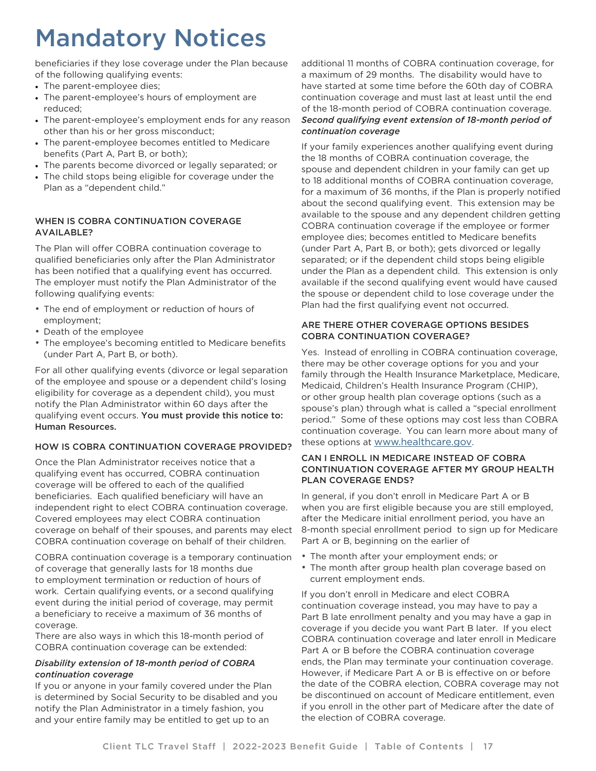# Mandatory Notices

beneficiaries if they lose coverage under the Plan because of the following qualifying events:

- The parent-employee dies;
- The parent-employee's hours of employment are reduced;
- The parent-employee's employment ends for any reason other than his or her gross misconduct;
- The parent-employee becomes entitled to Medicare benefits (Part A, Part B, or both);
- The parents become divorced or legally separated; or
- The child stops being eligible for coverage under the Plan as a "dependent child."

### WHEN IS COBRA CONTINUATION COVERAGE AVAILABLE?

The Plan will offer COBRA continuation coverage to qualified beneficiaries only after the Plan Administrator has been notified that a qualifying event has occurred. The employer must notify the Plan Administrator of the following qualifying events:

- The end of employment or reduction of hours of employment;
- Death of the employee
- The employee's becoming entitled to Medicare benefits (under Part A, Part B, or both).

For all other qualifying events (divorce or legal separation of the employee and spouse or a dependent child's losing eligibility for coverage as a dependent child), you must notify the Plan Administrator within 60 days after the qualifying event occurs. **You must provide this notice to: Human Resources.**

### HOW IS COBRA CONTINUATION COVERAGE PROVIDED?

Once the Plan Administrator receives notice that a qualifying event has occurred, COBRA continuation coverage will be offered to each of the qualified beneficiaries. Each qualified beneficiary will have an independent right to elect COBRA continuation coverage. Covered employees may elect COBRA continuation coverage on behalf of their spouses, and parents may elect COBRA continuation coverage on behalf of their children.

COBRA continuation coverage is a temporary continuation of coverage that generally lasts for 18 months due to employment termination or reduction of hours of work. Certain qualifying events, or a second qualifying event during the initial period of coverage, may permit a beneficiary to receive a maximum of 36 months of coverage.

There are also ways in which this 18-month period of COBRA continuation coverage can be extended:

***Disability extension of 18-month period of COBRA continuation coverage***

If you or anyone in your family covered under the Plan is determined by Social Security to be disabled and you notify the Plan Administrator in a timely fashion, you and your entire family may be entitled to get up to an additional 11 months of COBRA continuation coverage, for a maximum of 29 months. The disability would have to have started at some time before the 60th day of COBRA continuation coverage and must last at least until the end of the 18-month period of COBRA continuation coverage.

***Second qualifying event extension of 18-month period of continuation coverage***

If your family experiences another qualifying event during the 18 months of COBRA continuation coverage, the spouse and dependent children in your family can get up to 18 additional months of COBRA continuation coverage, for a maximum of 36 months, if the Plan is properly notified about the second qualifying event. This extension may be available to the spouse and any dependent children getting COBRA continuation coverage if the employee or former employee dies; becomes entitled to Medicare benefits (under Part A, Part B, or both); gets divorced or legally separated; or if the dependent child stops being eligible under the Plan as a dependent child. This extension is only available if the second qualifying event would have caused the spouse or dependent child to lose coverage under the Plan had the first qualifying event not occurred.

### ARE THERE OTHER COVERAGE OPTIONS BESIDES COBRA CONTINUATION COVERAGE?

Yes. Instead of enrolling in COBRA continuation coverage, there may be other coverage options for you and your family through the Health Insurance Marketplace, Medicare, Medicaid, Children's Health Insurance Program (CHIP), or other group health plan coverage options (such as a spouse's plan) through what is called a "special enrollment period." Some of these options may cost less than COBRA continuation coverage. You can learn more about many of these options at [www.healthcare.gov](http://www.healthcare.gov).

### CAN I ENROLL IN MEDICARE INSTEAD OF COBRA CONTINUATION COVERAGE AFTER MY GROUP HEALTH PLAN COVERAGE ENDS?

In general, if you don't enroll in Medicare Part A or B when you are first eligible because you are still employed, after the Medicare initial enrollment period, you have an 8-month special enrollment period to sign up for Medicare Part A or B, beginning on the earlier of

- The month after your employment ends; or
- The month after group health plan coverage based on current employment ends.

If you don't enroll in Medicare and elect COBRA continuation coverage instead, you may have to pay a Part B late enrollment penalty and you may have a gap in coverage if you decide you want Part B later. If you elect COBRA continuation coverage and later enroll in Medicare Part A or B before the COBRA continuation coverage ends, the Plan may terminate your continuation coverage. However, if Medicare Part A or B is effective on or before the date of the COBRA election, COBRA coverage may not be discontinued on account of Medicare entitlement, even if you enroll in the other part of Medicare after the date of the election of COBRA coverage.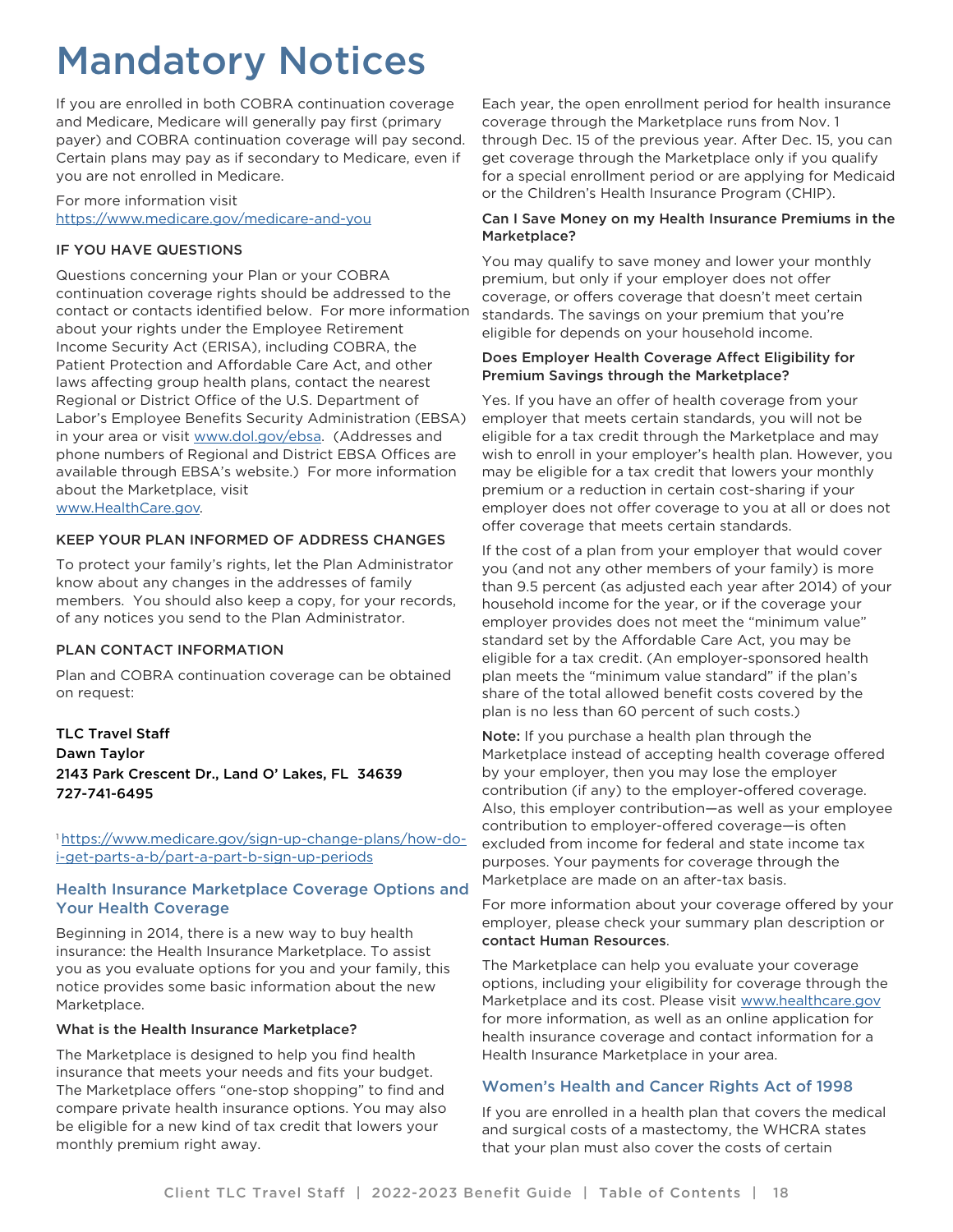# Mandatory Notices

If you are enrolled in both COBRA continuation coverage and Medicare, Medicare will generally pay first (primary payer) and COBRA continuation coverage will pay second. Certain plans may pay as if secondary to Medicare, even if you are not enrolled in Medicare.

For more information visit
https://www.medicare.gov/medicare-and-you

### IF YOU HAVE QUESTIONS

Questions concerning your Plan or your COBRA continuation coverage rights should be addressed to the contact or contacts identified below. For more information about your rights under the Employee Retirement Income Security Act (ERISA), including COBRA, the Patient Protection and Affordable Care Act, and other laws affecting group health plans, contact the nearest Regional or District Office of the U.S. Department of Labor's Employee Benefits Security Administration (EBSA) in your area or visit www.dol.gov/ebsa. (Addresses and phone numbers of Regional and District EBSA Offices are available through EBSA's website.) For more information about the Marketplace, visit www.HealthCare.gov.

### KEEP YOUR PLAN INFORMED OF ADDRESS CHANGES

To protect your family's rights, let the Plan Administrator know about any changes in the addresses of family members. You should also keep a copy, for your records, of any notices you send to the Plan Administrator.

### PLAN CONTACT INFORMATION

Plan and COBRA continuation coverage can be obtained on request:

**TLC Travel Staff**
**Dawn Taylor**
**2143 Park Crescent Dr., Land O' Lakes, FL 34639**
**727-741-6495**

[1] https://www.medicare.gov/sign-up-change-plans/how-do-i-get-parts-a-b/part-a-part-b-sign-up-periods

## Health Insurance Marketplace Coverage Options and Your Health Coverage

Beginning in 2014, there is a new way to buy health insurance: the Health Insurance Marketplace. To assist you as you evaluate options for you and your family, this notice provides some basic information about the new Marketplace.

**What is the Health Insurance Marketplace?**

The Marketplace is designed to help you find health insurance that meets your needs and fits your budget. The Marketplace offers "one-stop shopping" to find and compare private health insurance options. You may also be eligible for a new kind of tax credit that lowers your monthly premium right away.

Each year, the open enrollment period for health insurance coverage through the Marketplace runs from Nov. 1 through Dec. 15 of the previous year. After Dec. 15, you can get coverage through the Marketplace only if you qualify for a special enrollment period or are applying for Medicaid or the Children's Health Insurance Program (CHIP).

**Can I Save Money on my Health Insurance Premiums in the Marketplace?**

You may qualify to save money and lower your monthly premium, but only if your employer does not offer coverage, or offers coverage that doesn't meet certain standards. The savings on your premium that you're eligible for depends on your household income.

**Does Employer Health Coverage Affect Eligibility for Premium Savings through the Marketplace?**

Yes. If you have an offer of health coverage from your employer that meets certain standards, you will not be eligible for a tax credit through the Marketplace and may wish to enroll in your employer's health plan. However, you may be eligible for a tax credit that lowers your monthly premium or a reduction in certain cost-sharing if your employer does not offer coverage to you at all or does not offer coverage that meets certain standards.

If the cost of a plan from your employer that would cover you (and not any other members of your family) is more than 9.5 percent (as adjusted each year after 2014) of your household income for the year, or if the coverage your employer provides does not meet the "minimum value" standard set by the Affordable Care Act, you may be eligible for a tax credit. (An employer-sponsored health plan meets the "minimum value standard" if the plan's share of the total allowed benefit costs covered by the plan is no less than 60 percent of such costs.)

**Note:** If you purchase a health plan through the Marketplace instead of accepting health coverage offered by your employer, then you may lose the employer contribution (if any) to the employer-offered coverage. Also, this employer contribution—as well as your employee contribution to employer-offered coverage—is often excluded from income for federal and state income tax purposes. Your payments for coverage through the Marketplace are made on an after-tax basis.

For more information about your coverage offered by your employer, please check your summary plan description or **contact Human Resources**.

The Marketplace can help you evaluate your coverage options, including your eligibility for coverage through the Marketplace and its cost. Please visit www.healthcare.gov for more information, as well as an online application for health insurance coverage and contact information for a Health Insurance Marketplace in your area.

## Women's Health and Cancer Rights Act of 1998

If you are enrolled in a health plan that covers the medical and surgical costs of a mastectomy, the WHCRA states that your plan must also cover the costs of certain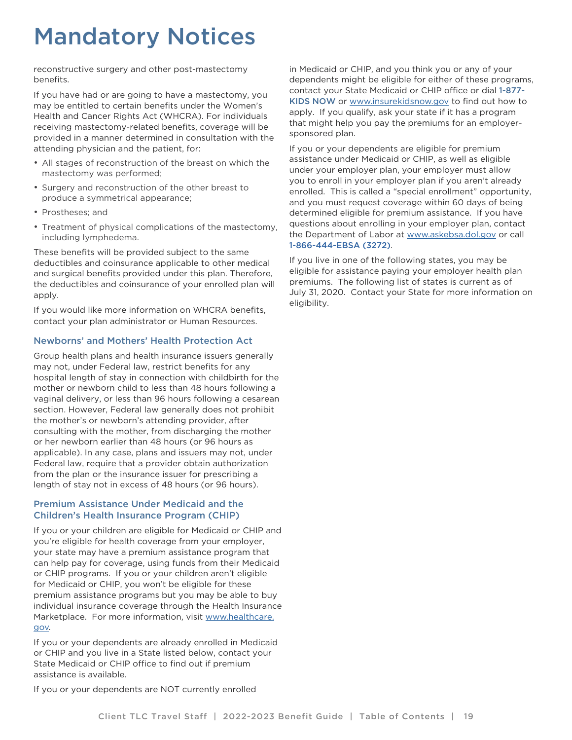# Mandatory Notices

reconstructive surgery and other post-mastectomy benefits.

If you have had or are going to have a mastectomy, you may be entitled to certain benefits under the Women's Health and Cancer Rights Act (WHCRA). For individuals receiving mastectomy-related benefits, coverage will be provided in a manner determined in consultation with the attending physician and the patient, for:

- All stages of reconstruction of the breast on which the mastectomy was performed;
- Surgery and reconstruction of the other breast to produce a symmetrical appearance;
- Prostheses; and
- Treatment of physical complications of the mastectomy, including lymphedema.

These benefits will be provided subject to the same deductibles and coinsurance applicable to other medical and surgical benefits provided under this plan. Therefore, the deductibles and coinsurance of your enrolled plan will apply.

If you would like more information on WHCRA benefits, contact your plan administrator or Human Resources.

### Newborns' and Mothers' Health Protection Act

Group health plans and health insurance issuers generally may not, under Federal law, restrict benefits for any hospital length of stay in connection with childbirth for the mother or newborn child to less than 48 hours following a vaginal delivery, or less than 96 hours following a cesarean section. However, Federal law generally does not prohibit the mother's or newborn's attending provider, after consulting with the mother, from discharging the mother or her newborn earlier than 48 hours (or 96 hours as applicable). In any case, plans and issuers may not, under Federal law, require that a provider obtain authorization from the plan or the insurance issuer for prescribing a length of stay not in excess of 48 hours (or 96 hours).

### Premium Assistance Under Medicaid and the Children's Health Insurance Program (CHIP)

If you or your children are eligible for Medicaid or CHIP and you're eligible for health coverage from your employer, your state may have a premium assistance program that can help pay for coverage, using funds from their Medicaid or CHIP programs. If you or your children aren't eligible for Medicaid or CHIP, you won't be eligible for these premium assistance programs but you may be able to buy individual insurance coverage through the Health Insurance Marketplace. For more information, visit www.healthcare.gov.

If you or your dependents are already enrolled in Medicaid or CHIP and you live in a State listed below, contact your State Medicaid or CHIP office to find out if premium assistance is available.

If you or your dependents are NOT currently enrolled in Medicaid or CHIP, and you think you or any of your dependents might be eligible for either of these programs, contact your State Medicaid or CHIP office or dial **1-877-KIDS NOW** or www.insurekidsnow.gov to find out how to apply. If you qualify, ask your state if it has a program that might help you pay the premiums for an employer-sponsored plan.

If you or your dependents are eligible for premium assistance under Medicaid or CHIP, as well as eligible under your employer plan, your employer must allow you to enroll in your employer plan if you aren't already enrolled. This is called a "special enrollment" opportunity, and you must request coverage within 60 days of being determined eligible for premium assistance. If you have questions about enrolling in your employer plan, contact the Department of Labor at www.askebsa.dol.gov or call **1-866-444-EBSA (3272)**.

If you live in one of the following states, you may be eligible for assistance paying your employer health plan premiums. The following list of states is current as of July 31, 2020. Contact your State for more information on eligibility.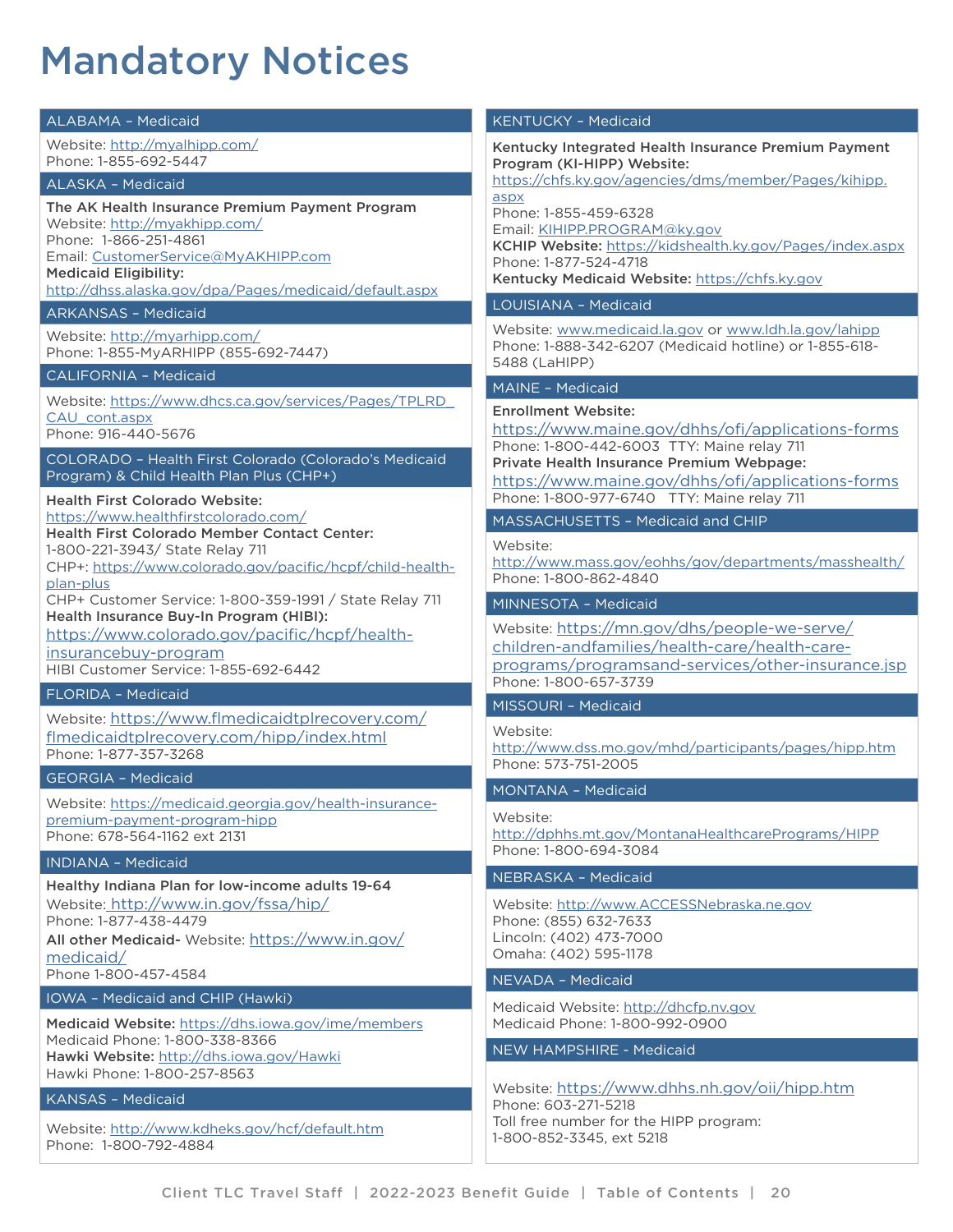# Mandatory Notices

### ALABAMA – Medicaid

Website: http://myalhipp.com/
Phone: 1-855-692-5447

### ALASKA – Medicaid

**The AK Health Insurance Premium Payment Program**
Website: http://myakhipp.com/
Phone: 1-866-251-4861
Email: CustomerService@MyAKHIPP.com
**Medicaid Eligibility:**
http://dhss.alaska.gov/dpa/Pages/medicaid/default.aspx

### ARKANSAS – Medicaid

Website: http://myarhipp.com/
Phone: 1-855-MyARHIPP (855-692-7447)

### CALIFORNIA – Medicaid

Website: https://www.dhcs.ca.gov/services/Pages/TPLRD_CAU_cont.aspx
Phone: 916-440-5676

### COLORADO – Health First Colorado (Colorado's Medicaid Program) & Child Health Plan Plus (CHP+)

**Health First Colorado Website:**
https://www.healthfirstcolorado.com/
**Health First Colorado Member Contact Center:**
1-800-221-3943/ State Relay 711
CHP+: https://www.colorado.gov/pacific/hcpf/child-health-plan-plus
CHP+ Customer Service: 1-800-359-1991 / State Relay 711
**Health Insurance Buy-In Program (HIBI):**
https://www.colorado.gov/pacific/hcpf/health-insurancebuy-program
HIBI Customer Service: 1-855-692-6442

### FLORIDA – Medicaid

Website: https://www.flmedicaidtplrecovery.com/flmedicaidtplrecovery.com/hipp/index.html
Phone: 1-877-357-3268

### GEORGIA – Medicaid

Website: https://medicaid.georgia.gov/health-insurance-premium-payment-program-hipp
Phone: 678-564-1162 ext 2131

### INDIANA – Medicaid

**Healthy Indiana Plan for low-income adults 19-64**
Website: http://www.in.gov/fssa/hip/
Phone: 1-877-438-4479
**All other Medicaid-** Website: https://www.in.gov/medicaid/
Phone 1-800-457-4584

### IOWA – Medicaid and CHIP (Hawki)

**Medicaid Website:** https://dhs.iowa.gov/ime/members
Medicaid Phone: 1-800-338-8366
**Hawki Website:** http://dhs.iowa.gov/Hawki
Hawki Phone: 1-800-257-8563

### KANSAS – Medicaid

Website: http://www.kdheks.gov/hcf/default.htm
Phone: 1-800-792-4884

### KENTUCKY – Medicaid

**Kentucky Integrated Health Insurance Premium Payment Program (KI-HIPP) Website:**
https://chfs.ky.gov/agencies/dms/member/Pages/kihipp.aspx
Phone: 1-855-459-6328
Email: KIHIPP.PROGRAM@ky.gov
**KCHIP Website:** https://kidshealth.ky.gov/Pages/index.aspx
Phone: 1-877-524-4718
**Kentucky Medicaid Website:** https://chfs.ky.gov

### LOUISIANA – Medicaid

Website: www.medicaid.la.gov or www.ldh.la.gov/lahipp
Phone: 1-888-342-6207 (Medicaid hotline) or 1-855-618-5488 (LaHIPP)

### MAINE – Medicaid

**Enrollment Website:**
https://www.maine.gov/dhhs/ofi/applications-forms
Phone: 1-800-442-6003 TTY: Maine relay 711
**Private Health Insurance Premium Webpage:**
https://www.maine.gov/dhhs/ofi/applications-forms
Phone: 1-800-977-6740 TTY: Maine relay 711

### MASSACHUSETTS – Medicaid and CHIP

Website:
http://www.mass.gov/eohhs/gov/departments/masshealth/
Phone: 1-800-862-4840

### MINNESOTA – Medicaid

Website: https://mn.gov/dhs/people-we-serve/children-andfamilies/health-care/health-care-programs/programsand-services/other-insurance.jsp
Phone: 1-800-657-3739

### MISSOURI – Medicaid

Website:
http://www.dss.mo.gov/mhd/participants/pages/hipp.htm
Phone: 573-751-2005

### MONTANA – Medicaid

Website:
http://dphhs.mt.gov/MontanaHealthcarePrograms/HIPP
Phone: 1-800-694-3084

### NEBRASKA – Medicaid

Website: http://www.ACCESSNebraska.ne.gov
Phone: (855) 632-7633
Lincoln: (402) 473-7000
Omaha: (402) 595-1178

### NEVADA – Medicaid

Medicaid Website: http://dhcfp.nv.gov
Medicaid Phone: 1-800-992-0900

### NEW HAMPSHIRE - Medicaid

Website: https://www.dhhs.nh.gov/oii/hipp.htm
Phone: 603-271-5218
Toll free number for the HIPP program:
1-800-852-3345, ext 5218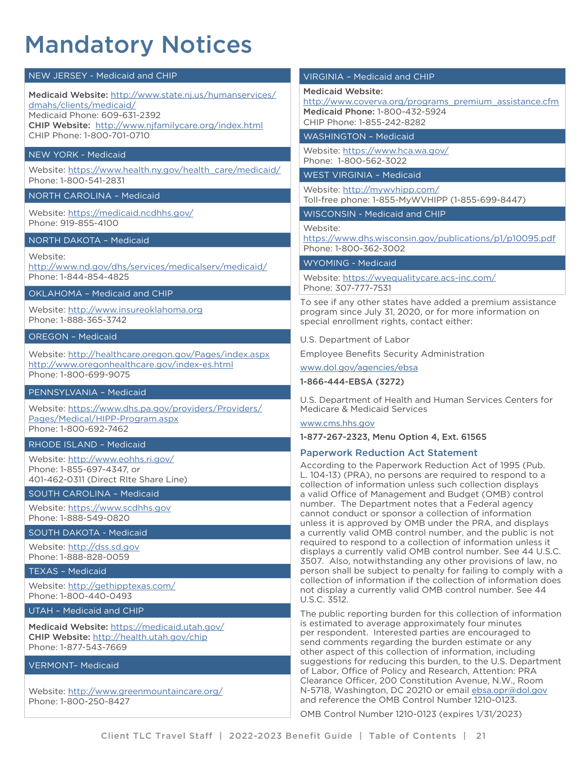# Mandatory Notices

**NEW JERSEY - Medicaid and CHIP**

**Medicaid Website:** http://www.state.nj.us/humanservices/dmahs/clients/medicaid/
Medicaid Phone: 609-631-2392
**CHIP Website:** http://www.njfamilycare.org/index.html
CHIP Phone: 1-800-701-0710

**NEW YORK - Medicaid**

Website: https://www.health.ny.gov/health_care/medicaid/
Phone: 1-800-541-2831

**NORTH CAROLINA – Medicaid**

Website: https://medicaid.ncdhhs.gov/
Phone: 919-855-4100

**NORTH DAKOTA – Medicaid**

Website: http://www.nd.gov/dhs/services/medicalserv/medicaid/
Phone: 1-844-854-4825

**OKLAHOMA – Medicaid and CHIP**

Website: http://www.insureoklahoma.org
Phone: 1-888-365-3742

**OREGON – Medicaid**

Website: http://healthcare.oregon.gov/Pages/index.aspx
http://www.oregonhealthcare.gov/index-es.html
Phone: 1-800-699-9075

**PENNSYLVANIA – Medicaid**

Website: https://www.dhs.pa.gov/providers/Providers/Pages/Medical/HIPP-Program.aspx
Phone: 1-800-692-7462

**RHODE ISLAND – Medicaid**

Website: http://www.eohhs.ri.gov/
Phone: 1-855-697-4347, or
401-462-0311 (Direct RIte Share Line)

**SOUTH CAROLINA – Medicaid**

Website: https://www.scdhhs.gov
Phone: 1-888-549-0820

**SOUTH DAKOTA - Medicaid**

Website: http://dss.sd.gov
Phone: 1-888-828-0059

**TEXAS – Medicaid**

Website: http://gethipptexas.com/
Phone: 1-800-440-0493

**UTAH – Medicaid and CHIP**

**Medicaid Website:** https://medicaid.utah.gov/
**CHIP Website:** http://health.utah.gov/chip
Phone: 1-877-543-7669

**VERMONT– Medicaid**

Website: http://www.greenmountaincare.org/
Phone: 1-800-250-8427

**VIRGINIA – Medicaid and CHIP**

**Medicaid Website:** http://www.coverva.org/programs_premium_assistance.cfm
**Medicaid Phone:** 1-800-432-5924
CHIP Phone: 1-855-242-8282

**WASHINGTON – Medicaid**

Website: https://www.hca.wa.gov/
Phone: 1-800-562-3022

**WEST VIRGINIA – Medicaid**

Website: http://mywvhipp.com/
Toll-free phone: 1-855-MyWVHIPP (1-855-699-8447)

**WISCONSIN - Medicaid and CHIP**

Website: https://www.dhs.wisconsin.gov/publications/p1/p10095.pdf
Phone: 1-800-362-3002

**WYOMING - Medicaid**

Website: https://wyequalitycare.acs-inc.com/
Phone: 307-777-7531

To see if any other states have added a premium assistance program since July 31, 2020, or for more information on special enrollment rights, contact either:

U.S. Department of Labor

Employee Benefits Security Administration

www.dol.gov/agencies/ebsa

**1-866-444-EBSA (3272)**

U.S. Department of Health and Human Services Centers for Medicare & Medicaid Services

www.cms.hhs.gov

**1-877-267-2323, Menu Option 4, Ext. 61565**

## Paperwork Reduction Act Statement

According to the Paperwork Reduction Act of 1995 (Pub. L. 104-13) (PRA), no persons are required to respond to a collection of information unless such collection displays a valid Office of Management and Budget (OMB) control number. The Department notes that a Federal agency cannot conduct or sponsor a collection of information unless it is approved by OMB under the PRA, and displays a currently valid OMB control number, and the public is not required to respond to a collection of information unless it displays a currently valid OMB control number. See 44 U.S.C. 3507. Also, notwithstanding any other provisions of law, no person shall be subject to penalty for failing to comply with a collection of information if the collection of information does not display a currently valid OMB control number. See 44 U.S.C. 3512.

The public reporting burden for this collection of information is estimated to average approximately four minutes per respondent. Interested parties are encouraged to send comments regarding the burden estimate or any other aspect of this collection of information, including suggestions for reducing this burden, to the U.S. Department of Labor, Office of Policy and Research, Attention: PRA Clearance Officer, 200 Constitution Avenue, N.W., Room N-5718, Washington, DC 20210 or email ebsa.opr@dol.gov and reference the OMB Control Number 1210-0123.

OMB Control Number 1210-0123 (expires 1/31/2023)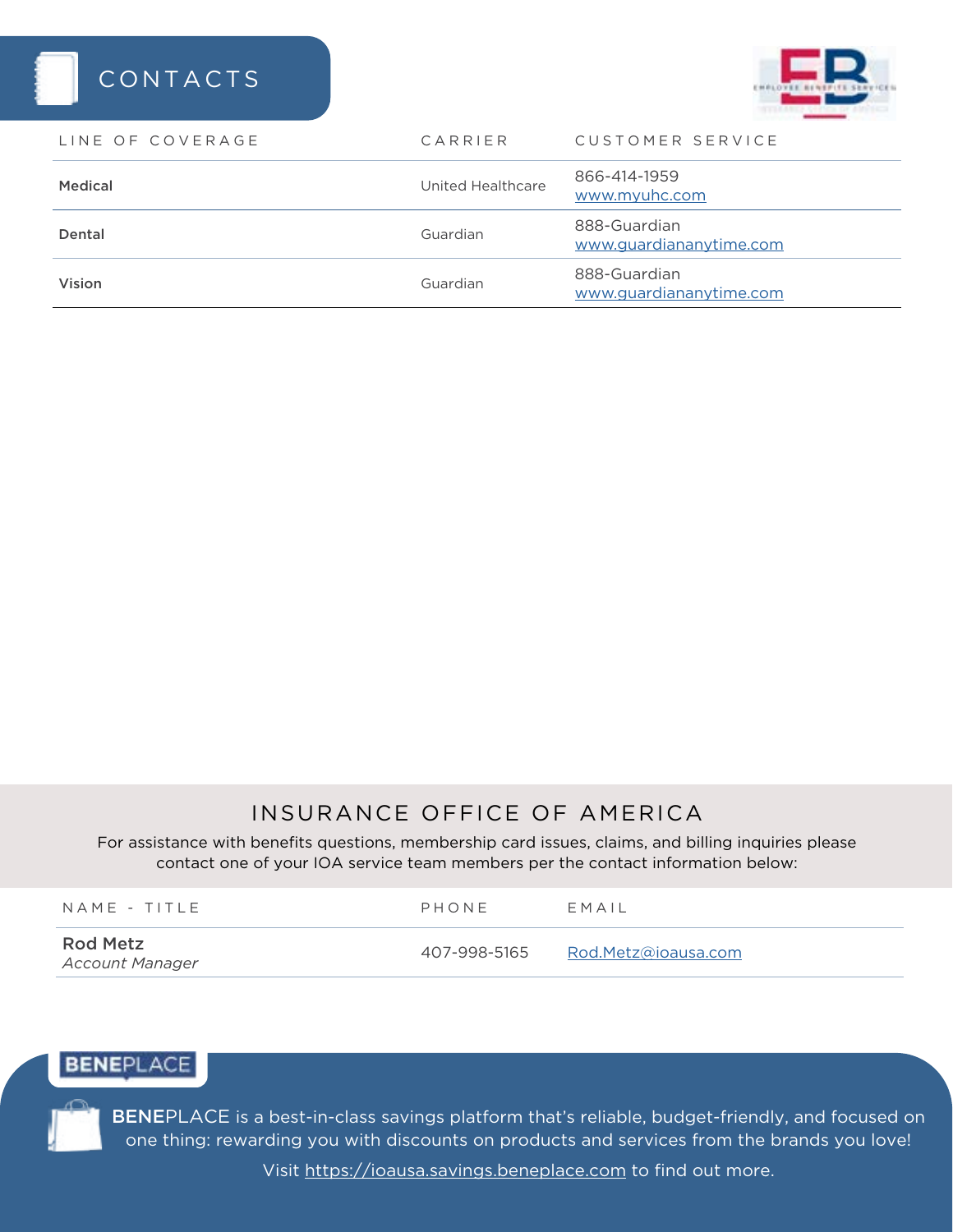# CONTACTS

| LINE OF COVERAGE | CARRIER | CUSTOMER SERVICE |
|---|---|---|
| **Medical** | United Healthcare | 866-414-1959<br>www.myuhc.com |
| **Dental** | Guardian | 888-Guardian<br>www.guardiananytime.com |
| **Vision** | Guardian | 888-Guardian<br>www.guardiananytime.com |

## INSURANCE OFFICE OF AMERICA

For assistance with benefits questions, membership card issues, claims, and billing inquiries please contact one of your IOA service team members per the contact information below:

| NAME - TITLE | PHONE | EMAIL |
|---|---|---|
| **Rod Metz**<br>*Account Manager* | 407-998-5165 | Rod.Metz@ioausa.com |

## BENEPLACE

**BENE**PLACE is a best-in-class savings platform that's reliable, budget-friendly, and focused on one thing: rewarding you with discounts on products and services from the brands you love!

Visit https://ioausa.savings.beneplace.com to find out more.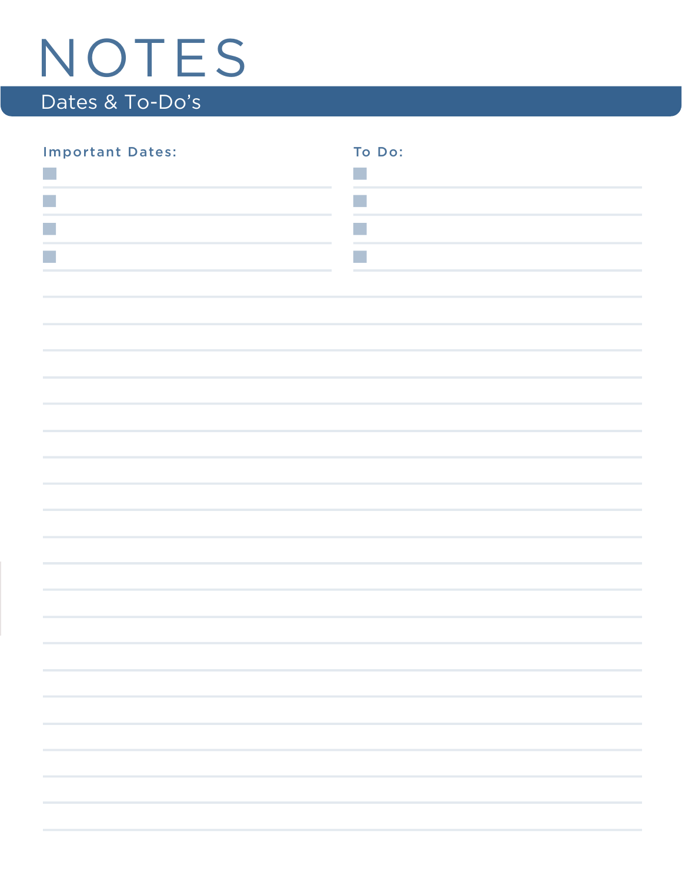# NOTES

## Dates & To-Do's

**Important Dates:**

- [ ] 
- [ ] 
- [ ] 
- [ ] 

**To Do:**

- [ ] 
- [ ] 
- [ ] 
- [ ]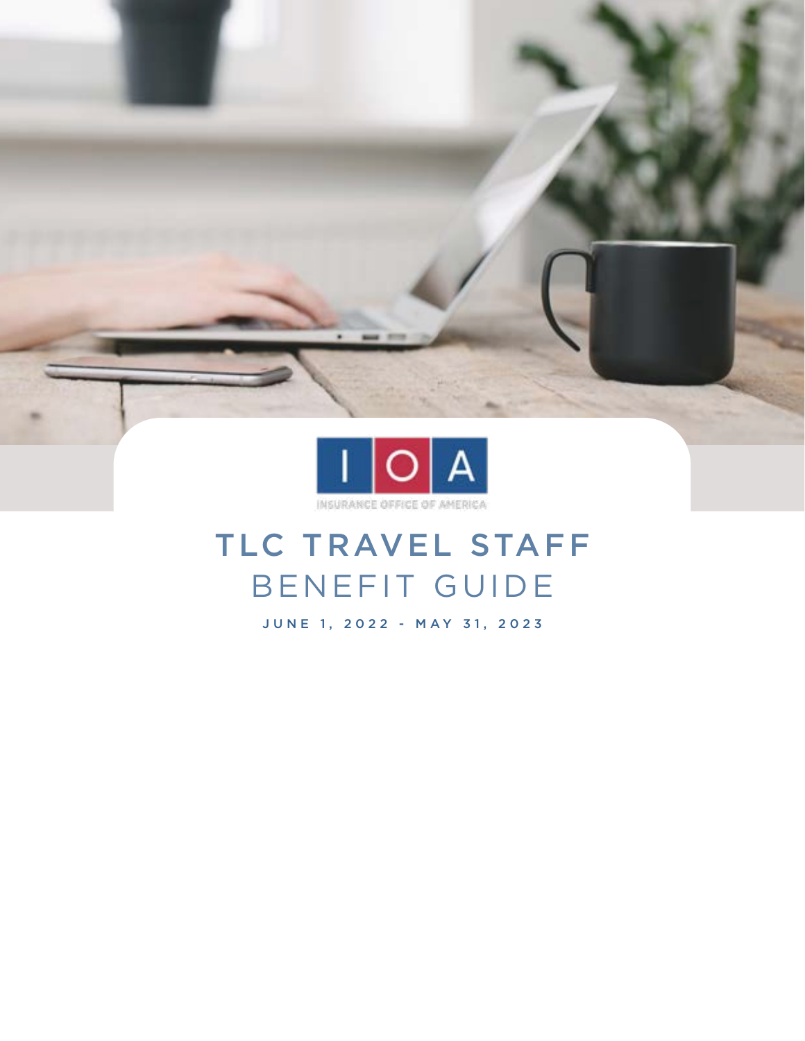IOA

INSURANCE OFFICE OF AMERICA

# TLC TRAVEL STAFF
## BENEFIT GUIDE

JUNE 1, 2022 - MAY 31, 2023